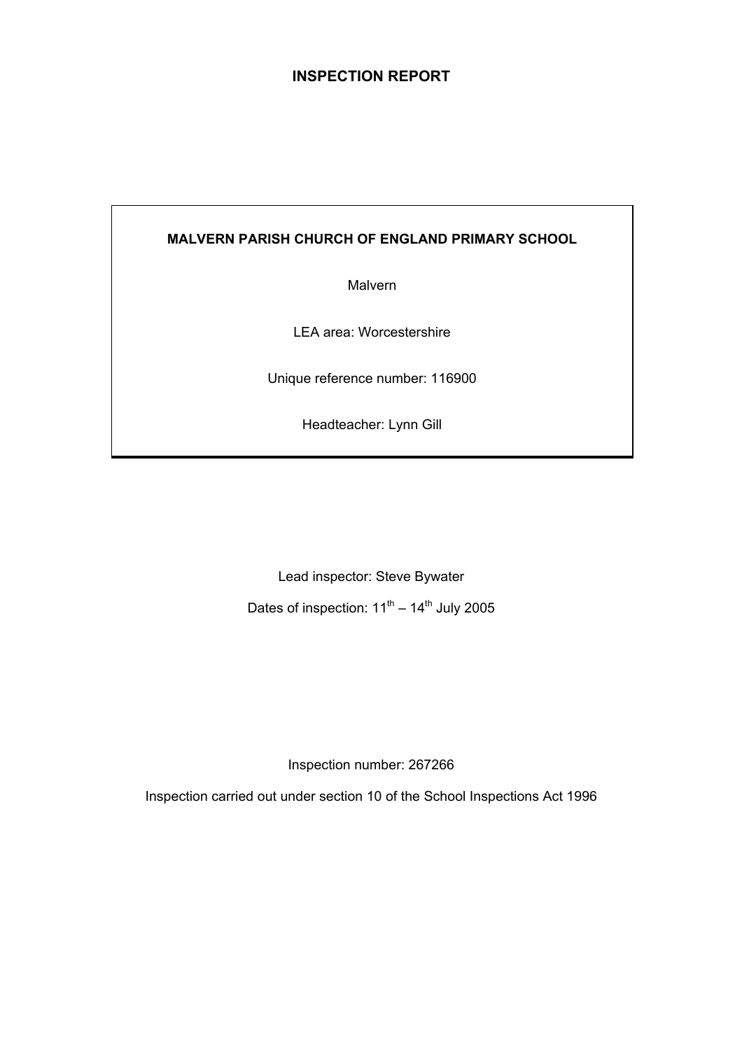# INSPECTION REPORT

**MALVERN PARISH CHURCH OF ENGLAND PRIMARY SCHOOL**

Malvern

LEA area: Worcestershire

Unique reference number: 116900

Headteacher: Lynn Gill

Lead inspector: Steve Bywater

Dates of inspection: 11th – 14th July 2005

Inspection number: 267266

Inspection carried out under section 10 of the School Inspections Act 1996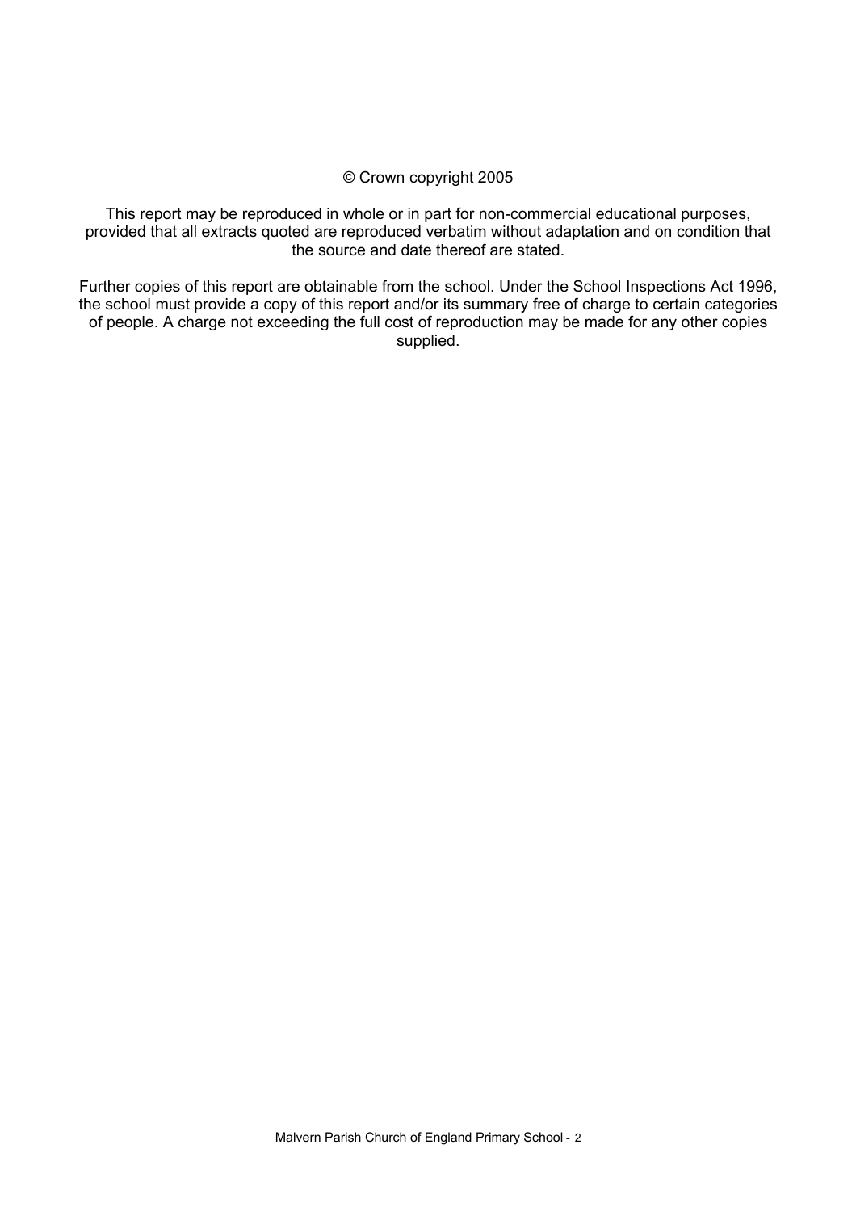© Crown copyright 2005

This report may be reproduced in whole or in part for non-commercial educational purposes, provided that all extracts quoted are reproduced verbatim without adaptation and on condition that the source and date thereof are stated.

Further copies of this report are obtainable from the school. Under the School Inspections Act 1996, the school must provide a copy of this report and/or its summary free of charge to certain categories of people. A charge not exceeding the full cost of reproduction may be made for any other copies supplied.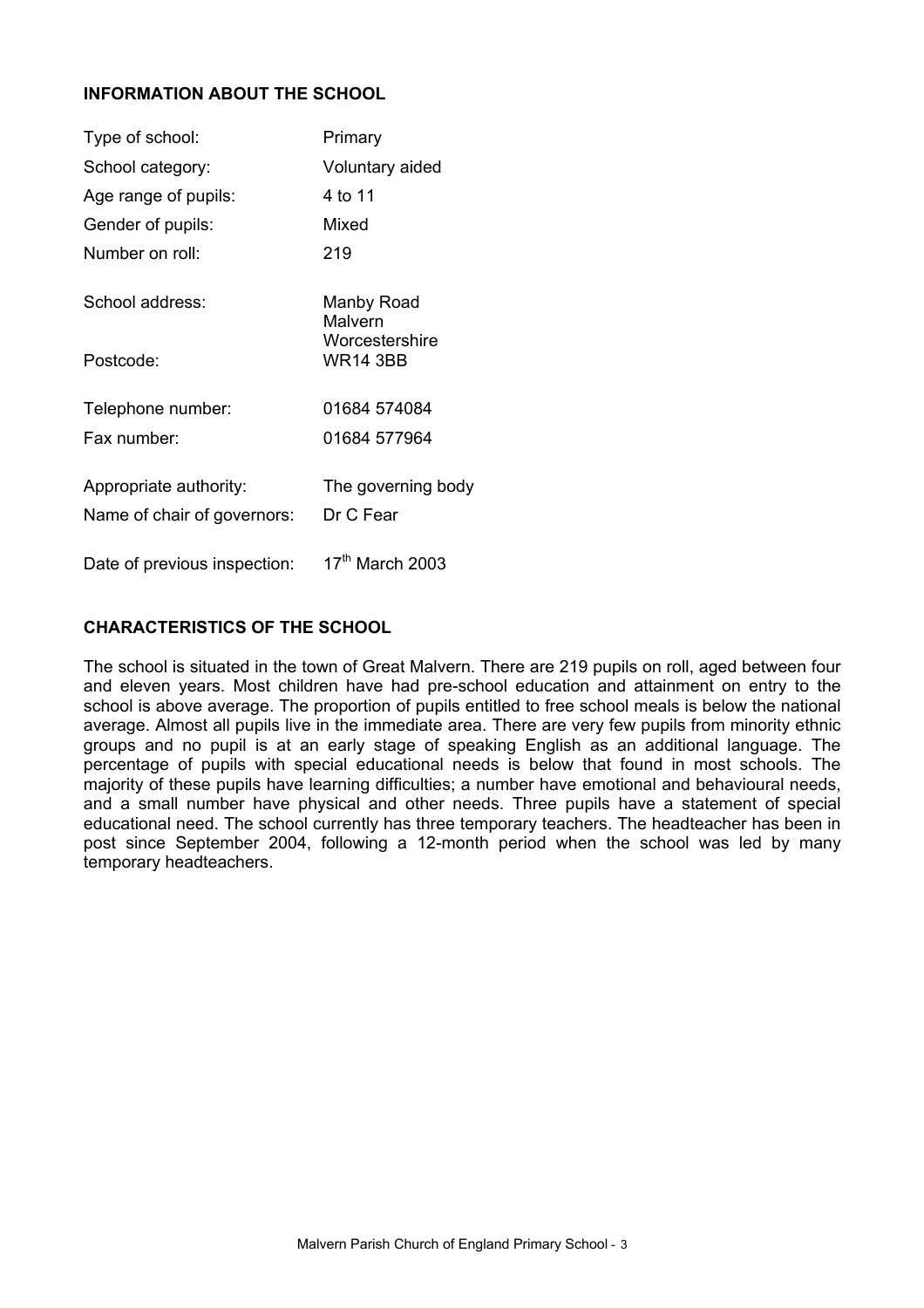## INFORMATION ABOUT THE SCHOOL

| | |
|---|---|
| Type of school: | Primary |
| School category: | Voluntary aided |
| Age range of pupils: | 4 to 11 |
| Gender of pupils: | Mixed |
| Number on roll: | 219 |
| School address: | Manby Road<br>Malvern<br>Worcestershire |
| Postcode: | WR14 3BB |
| Telephone number: | 01684 574084 |
| Fax number: | 01684 577964 |
| Appropriate authority: | The governing body |
| Name of chair of governors: | Dr C Fear |
| Date of previous inspection: | 17th March 2003 |

## CHARACTERISTICS OF THE SCHOOL

The school is situated in the town of Great Malvern. There are 219 pupils on roll, aged between four and eleven years. Most children have had pre-school education and attainment on entry to the school is above average. The proportion of pupils entitled to free school meals is below the national average. Almost all pupils live in the immediate area. There are very few pupils from minority ethnic groups and no pupil is at an early stage of speaking English as an additional language. The percentage of pupils with special educational needs is below that found in most schools. The majority of these pupils have learning difficulties; a number have emotional and behavioural needs, and a small number have physical and other needs. Three pupils have a statement of special educational need. The school currently has three temporary teachers. The headteacher has been in post since September 2004, following a 12-month period when the school was led by many temporary headteachers.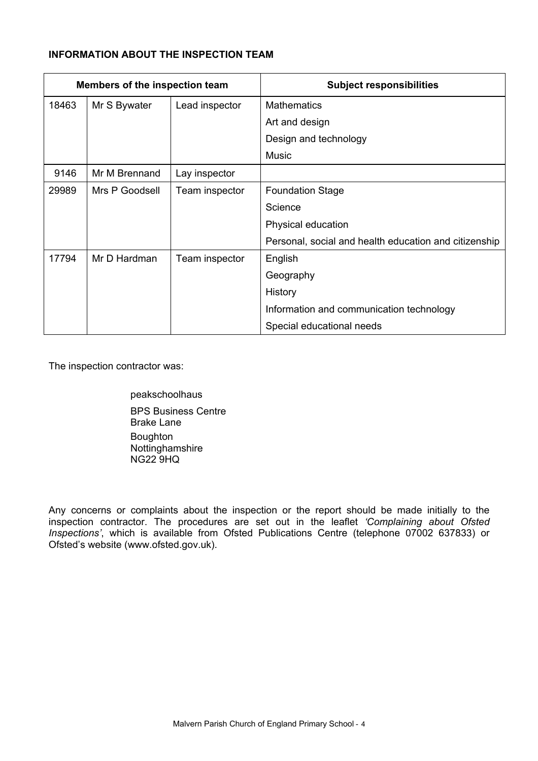## INFORMATION ABOUT THE INSPECTION TEAM

| Members of the inspection team | | | Subject responsibilities |
|---|---|---|---|
| 18463 | Mr S Bywater | Lead inspector | Mathematics |
| | | | Art and design |
| | | | Design and technology |
| | | | Music |
| 9146 | Mr M Brennand | Lay inspector | |
| 29989 | Mrs P Goodsell | Team inspector | Foundation Stage |
| | | | Science |
| | | | Physical education |
| | | | Personal, social and health education and citizenship |
| 17794 | Mr D Hardman | Team inspector | English |
| | | | Geography |
| | | | History |
| | | | Information and communication technology |
| | | | Special educational needs |

The inspection contractor was:

peakschoolhaus

BPS Business Centre
Brake Lane
Boughton
Nottinghamshire
NG22 9HQ

Any concerns or complaints about the inspection or the report should be made initially to the inspection contractor. The procedures are set out in the leaflet *'Complaining about Ofsted Inspections'*, which is available from Ofsted Publications Centre (telephone 07002 637833) or Ofsted's website (www.ofsted.gov.uk).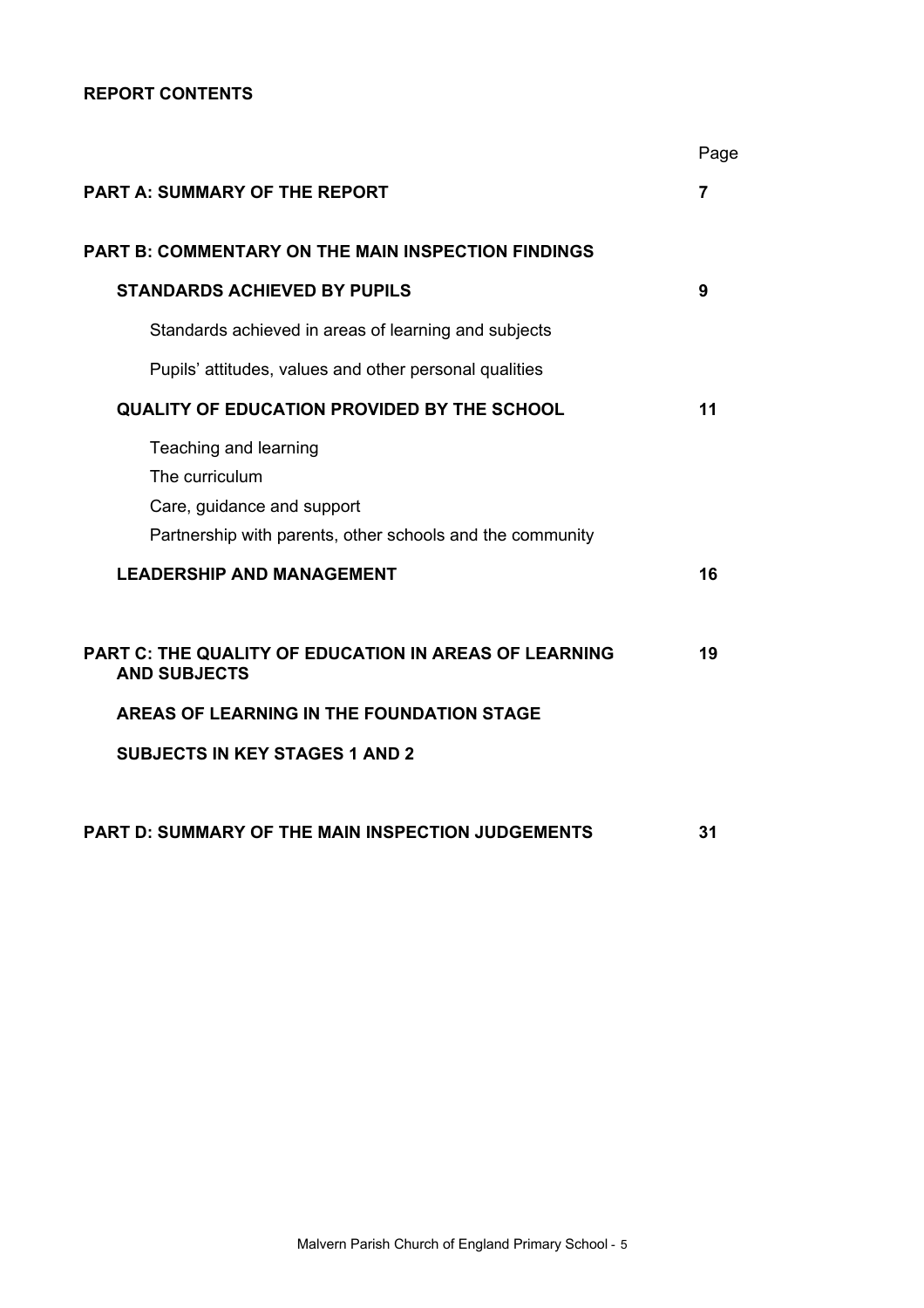## REPORT CONTENTS

| | Page |
|---|---|
| **PART A: SUMMARY OF THE REPORT** | **7** |
| **PART B: COMMENTARY ON THE MAIN INSPECTION FINDINGS** | |
| **STANDARDS ACHIEVED BY PUPILS** | **9** |
| Standards achieved in areas of learning and subjects | |
| Pupils' attitudes, values and other personal qualities | |
| **QUALITY OF EDUCATION PROVIDED BY THE SCHOOL** | **11** |
| Teaching and learning | |
| The curriculum | |
| Care, guidance and support | |
| Partnership with parents, other schools and the community | |
| **LEADERSHIP AND MANAGEMENT** | **16** |
| **PART C: THE QUALITY OF EDUCATION IN AREAS OF LEARNING AND SUBJECTS** | **19** |
| **AREAS OF LEARNING IN THE FOUNDATION STAGE** | |
| **SUBJECTS IN KEY STAGES 1 AND 2** | |
| **PART D: SUMMARY OF THE MAIN INSPECTION JUDGEMENTS** | **31** |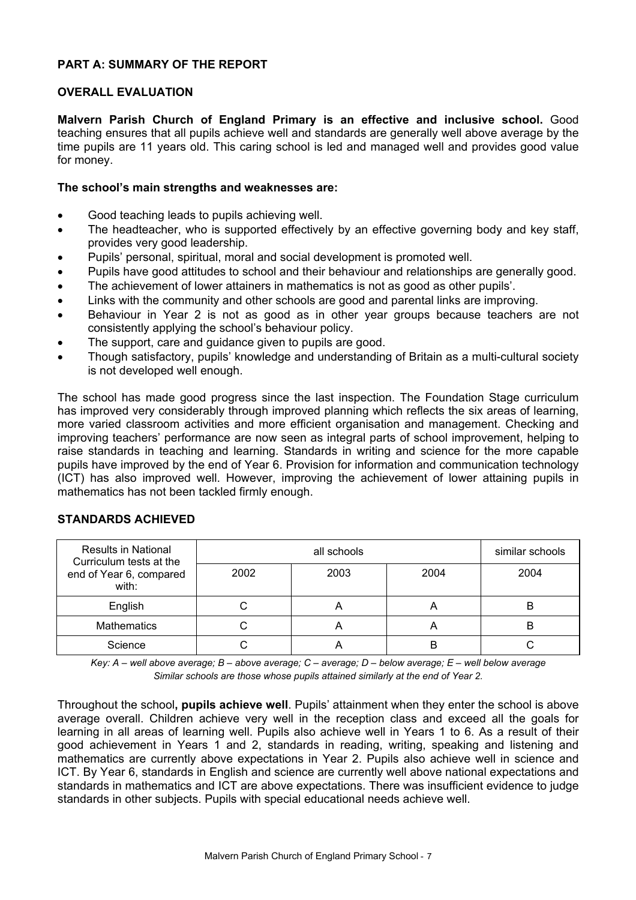## PART A: SUMMARY OF THE REPORT

### OVERALL EVALUATION

**Malvern Parish Church of England Primary is an effective and inclusive school.** Good teaching ensures that all pupils achieve well and standards are generally well above average by the time pupils are 11 years old. This caring school is led and managed well and provides good value for money.

**The school's main strengths and weaknesses are:**

- Good teaching leads to pupils achieving well.
- The headteacher, who is supported effectively by an effective governing body and key staff, provides very good leadership.
- Pupils' personal, spiritual, moral and social development is promoted well.
- Pupils have good attitudes to school and their behaviour and relationships are generally good.
- The achievement of lower attainers in mathematics is not as good as other pupils'.
- Links with the community and other schools are good and parental links are improving.
- Behaviour in Year 2 is not as good as in other year groups because teachers are not consistently applying the school's behaviour policy.
- The support, care and guidance given to pupils are good.
- Though satisfactory, pupils' knowledge and understanding of Britain as a multi-cultural society is not developed well enough.

The school has made good progress since the last inspection. The Foundation Stage curriculum has improved very considerably through improved planning which reflects the six areas of learning, more varied classroom activities and more efficient organisation and management. Checking and improving teachers' performance are now seen as integral parts of school improvement, helping to raise standards in teaching and learning. Standards in writing and science for the more capable pupils have improved by the end of Year 6. Provision for information and communication technology (ICT) has also improved well. However, improving the achievement of lower attaining pupils in mathematics has not been tackled firmly enough.

### STANDARDS ACHIEVED

| Results in National Curriculum tests at the end of Year 6, compared with: | all schools | | | similar schools |
|---|---|---|---|---|
| | 2002 | 2003 | 2004 | 2004 |
| English | C | A | A | B |
| Mathematics | C | A | A | B |
| Science | C | A | B | C |

*Key: A – well above average; B – above average; C – average; D – below average; E – well below average*
*Similar schools are those whose pupils attained similarly at the end of Year 2.*

Throughout the school**, pupils achieve well**. Pupils' attainment when they enter the school is above average overall. Children achieve very well in the reception class and exceed all the goals for learning in all areas of learning well. Pupils also achieve well in Years 1 to 6. As a result of their good achievement in Years 1 and 2, standards in reading, writing, speaking and listening and mathematics are currently above expectations in Year 2. Pupils also achieve well in science and ICT. By Year 6, standards in English and science are currently well above national expectations and standards in mathematics and ICT are above expectations. There was insufficient evidence to judge standards in other subjects. Pupils with special educational needs achieve well.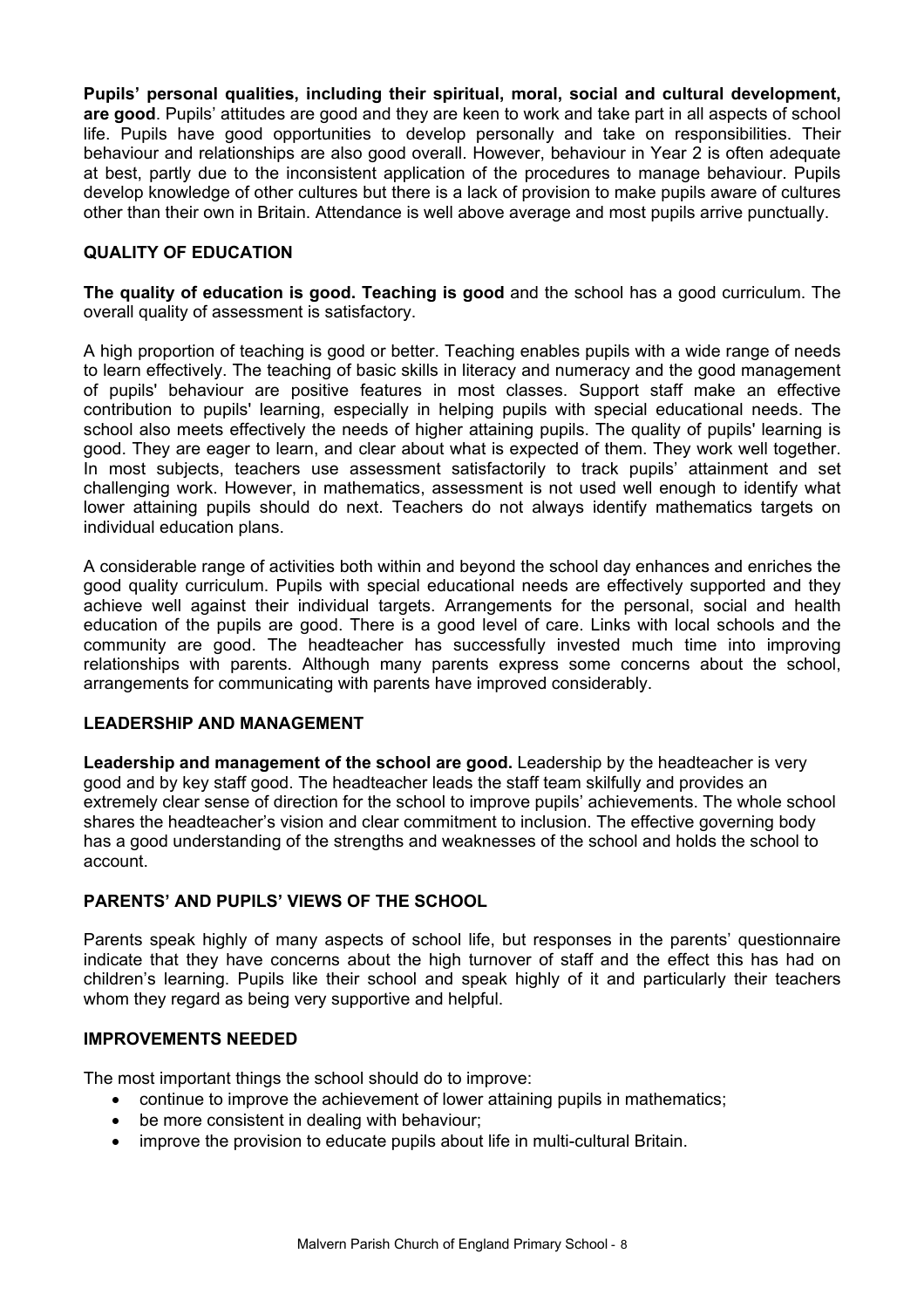**Pupils' personal qualities, including their spiritual, moral, social and cultural development, are good**. Pupils' attitudes are good and they are keen to work and take part in all aspects of school life. Pupils have good opportunities to develop personally and take on responsibilities. Their behaviour and relationships are also good overall. However, behaviour in Year 2 is often adequate at best, partly due to the inconsistent application of the procedures to manage behaviour. Pupils develop knowledge of other cultures but there is a lack of provision to make pupils aware of cultures other than their own in Britain. Attendance is well above average and most pupils arrive punctually.

## QUALITY OF EDUCATION

**The quality of education is good. Teaching is good** and the school has a good curriculum. The overall quality of assessment is satisfactory.

A high proportion of teaching is good or better. Teaching enables pupils with a wide range of needs to learn effectively. The teaching of basic skills in literacy and numeracy and the good management of pupils' behaviour are positive features in most classes. Support staff make an effective contribution to pupils' learning, especially in helping pupils with special educational needs. The school also meets effectively the needs of higher attaining pupils. The quality of pupils' learning is good. They are eager to learn, and clear about what is expected of them. They work well together. In most subjects, teachers use assessment satisfactorily to track pupils' attainment and set challenging work. However, in mathematics, assessment is not used well enough to identify what lower attaining pupils should do next. Teachers do not always identify mathematics targets on individual education plans.

A considerable range of activities both within and beyond the school day enhances and enriches the good quality curriculum. Pupils with special educational needs are effectively supported and they achieve well against their individual targets. Arrangements for the personal, social and health education of the pupils are good. There is a good level of care. Links with local schools and the community are good. The headteacher has successfully invested much time into improving relationships with parents. Although many parents express some concerns about the school, arrangements for communicating with parents have improved considerably.

## LEADERSHIP AND MANAGEMENT

**Leadership and management of the school are good.** Leadership by the headteacher is very good and by key staff good. The headteacher leads the staff team skilfully and provides an extremely clear sense of direction for the school to improve pupils' achievements. The whole school shares the headteacher's vision and clear commitment to inclusion. The effective governing body has a good understanding of the strengths and weaknesses of the school and holds the school to account.

## PARENTS' AND PUPILS' VIEWS OF THE SCHOOL

Parents speak highly of many aspects of school life, but responses in the parents' questionnaire indicate that they have concerns about the high turnover of staff and the effect this has had on children's learning. Pupils like their school and speak highly of it and particularly their teachers whom they regard as being very supportive and helpful.

## IMPROVEMENTS NEEDED

The most important things the school should do to improve:

- continue to improve the achievement of lower attaining pupils in mathematics;
- be more consistent in dealing with behaviour;
- improve the provision to educate pupils about life in multi-cultural Britain.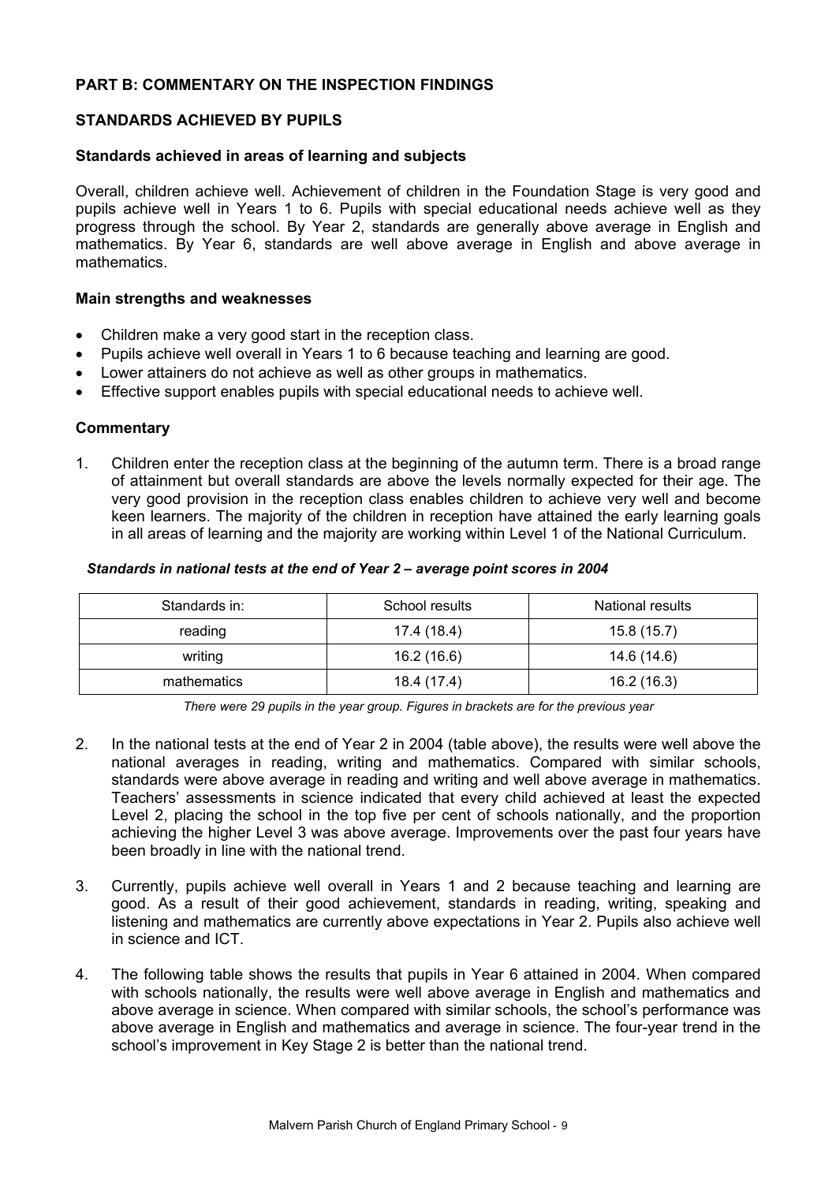## PART B: COMMENTARY ON THE INSPECTION FINDINGS

### STANDARDS ACHIEVED BY PUPILS

#### Standards achieved in areas of learning and subjects

Overall, children achieve well. Achievement of children in the Foundation Stage is very good and pupils achieve well in Years 1 to 6. Pupils with special educational needs achieve well as they progress through the school. By Year 2, standards are generally above average in English and mathematics. By Year 6, standards are well above average in English and above average in mathematics.

#### Main strengths and weaknesses

- Children make a very good start in the reception class.
- Pupils achieve well overall in Years 1 to 6 because teaching and learning are good.
- Lower attainers do not achieve as well as other groups in mathematics.
- Effective support enables pupils with special educational needs to achieve well.

#### Commentary

1. Children enter the reception class at the beginning of the autumn term. There is a broad range of attainment but overall standards are above the levels normally expected for their age. The very good provision in the reception class enables children to achieve very well and become keen learners. The majority of the children in reception have attained the early learning goals in all areas of learning and the majority are working within Level 1 of the National Curriculum.

***Standards in national tests at the end of Year 2 – average point scores in 2004***

| Standards in: | School results | National results |
|---|---|---|
| reading | 17.4 (18.4) | 15.8 (15.7) |
| writing | 16.2 (16.6) | 14.6 (14.6) |
| mathematics | 18.4 (17.4) | 16.2 (16.3) |

*There were 29 pupils in the year group. Figures in brackets are for the previous year*

2. In the national tests at the end of Year 2 in 2004 (table above), the results were well above the national averages in reading, writing and mathematics. Compared with similar schools, standards were above average in reading and writing and well above average in mathematics. Teachers' assessments in science indicated that every child achieved at least the expected Level 2, placing the school in the top five per cent of schools nationally, and the proportion achieving the higher Level 3 was above average. Improvements over the past four years have been broadly in line with the national trend.

3. Currently, pupils achieve well overall in Years 1 and 2 because teaching and learning are good. As a result of their good achievement, standards in reading, writing, speaking and listening and mathematics are currently above expectations in Year 2. Pupils also achieve well in science and ICT.

4. The following table shows the results that pupils in Year 6 attained in 2004. When compared with schools nationally, the results were well above average in English and mathematics and above average in science. When compared with similar schools, the school's performance was above average in English and mathematics and average in science. The four-year trend in the school's improvement in Key Stage 2 is better than the national trend.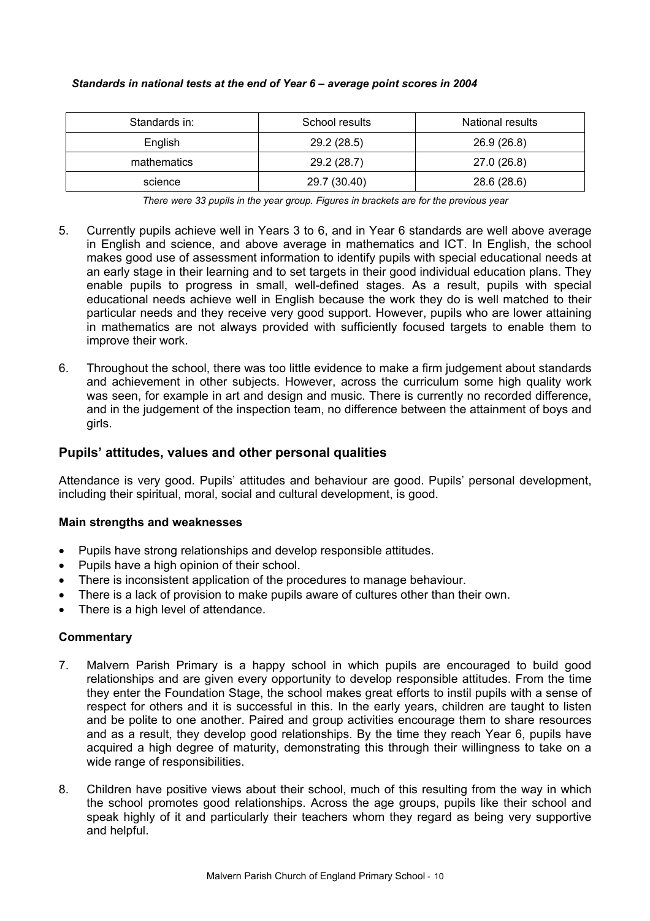*Standards in national tests at the end of Year 6 – average point scores in 2004*

| Standards in: | School results | National results |
|---|---|---|
| English | 29.2 (28.5) | 26.9 (26.8) |
| mathematics | 29.2 (28.7) | 27.0 (26.8) |
| science | 29.7 (30.40) | 28.6 (28.6) |

*There were 33 pupils in the year group. Figures in brackets are for the previous year*

5. Currently pupils achieve well in Years 3 to 6, and in Year 6 standards are well above average in English and science, and above average in mathematics and ICT. In English, the school makes good use of assessment information to identify pupils with special educational needs at an early stage in their learning and to set targets in their good individual education plans. They enable pupils to progress in small, well-defined stages. As a result, pupils with special educational needs achieve well in English because the work they do is well matched to their particular needs and they receive very good support. However, pupils who are lower attaining in mathematics are not always provided with sufficiently focused targets to enable them to improve their work.

6. Throughout the school, there was too little evidence to make a firm judgement about standards and achievement in other subjects. However, across the curriculum some high quality work was seen, for example in art and design and music. There is currently no recorded difference, and in the judgement of the inspection team, no difference between the attainment of boys and girls.

## Pupils' attitudes, values and other personal qualities

Attendance is very good. Pupils' attitudes and behaviour are good. Pupils' personal development, including their spiritual, moral, social and cultural development, is good.

### Main strengths and weaknesses

- Pupils have strong relationships and develop responsible attitudes.
- Pupils have a high opinion of their school.
- There is inconsistent application of the procedures to manage behaviour.
- There is a lack of provision to make pupils aware of cultures other than their own.
- There is a high level of attendance.

### Commentary

7. Malvern Parish Primary is a happy school in which pupils are encouraged to build good relationships and are given every opportunity to develop responsible attitudes. From the time they enter the Foundation Stage, the school makes great efforts to instil pupils with a sense of respect for others and it is successful in this. In the early years, children are taught to listen and be polite to one another. Paired and group activities encourage them to share resources and as a result, they develop good relationships. By the time they reach Year 6, pupils have acquired a high degree of maturity, demonstrating this through their willingness to take on a wide range of responsibilities.

8. Children have positive views about their school, much of this resulting from the way in which the school promotes good relationships. Across the age groups, pupils like their school and speak highly of it and particularly their teachers whom they regard as being very supportive and helpful.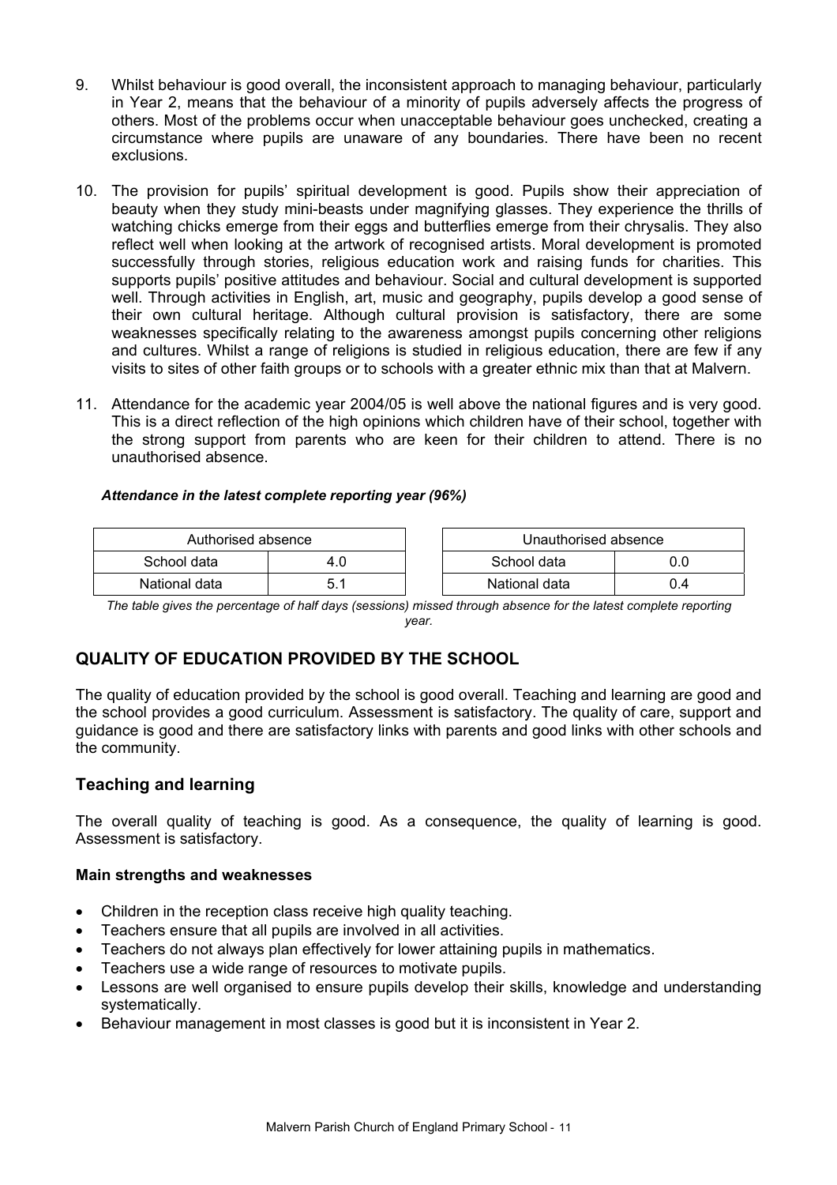9. Whilst behaviour is good overall, the inconsistent approach to managing behaviour, particularly in Year 2, means that the behaviour of a minority of pupils adversely affects the progress of others. Most of the problems occur when unacceptable behaviour goes unchecked, creating a circumstance where pupils are unaware of any boundaries. There have been no recent exclusions.

10. The provision for pupils' spiritual development is good. Pupils show their appreciation of beauty when they study mini-beasts under magnifying glasses. They experience the thrills of watching chicks emerge from their eggs and butterflies emerge from their chrysalis. They also reflect well when looking at the artwork of recognised artists. Moral development is promoted successfully through stories, religious education work and raising funds for charities. This supports pupils' positive attitudes and behaviour. Social and cultural development is supported well. Through activities in English, art, music and geography, pupils develop a good sense of their own cultural heritage. Although cultural provision is satisfactory, there are some weaknesses specifically relating to the awareness amongst pupils concerning other religions and cultures. Whilst a range of religions is studied in religious education, there are few if any visits to sites of other faith groups or to schools with a greater ethnic mix than that at Malvern.

11. Attendance for the academic year 2004/05 is well above the national figures and is very good. This is a direct reflection of the high opinions which children have of their school, together with the strong support from parents who are keen for their children to attend. There is no unauthorised absence.

***Attendance in the latest complete reporting year (96%)***

| Authorised absence | |
|---|---|
| School data | 4.0 |
| National data | 5.1 |

| Unauthorised absence | |
|---|---|
| School data | 0.0 |
| National data | 0.4 |

*The table gives the percentage of half days (sessions) missed through absence for the latest complete reporting year.*

## QUALITY OF EDUCATION PROVIDED BY THE SCHOOL

The quality of education provided by the school is good overall. Teaching and learning are good and the school provides a good curriculum. Assessment is satisfactory. The quality of care, support and guidance is good and there are satisfactory links with parents and good links with other schools and the community.

### Teaching and learning

The overall quality of teaching is good. As a consequence, the quality of learning is good. Assessment is satisfactory.

**Main strengths and weaknesses**

- Children in the reception class receive high quality teaching.
- Teachers ensure that all pupils are involved in all activities.
- Teachers do not always plan effectively for lower attaining pupils in mathematics.
- Teachers use a wide range of resources to motivate pupils.
- Lessons are well organised to ensure pupils develop their skills, knowledge and understanding systematically.
- Behaviour management in most classes is good but it is inconsistent in Year 2.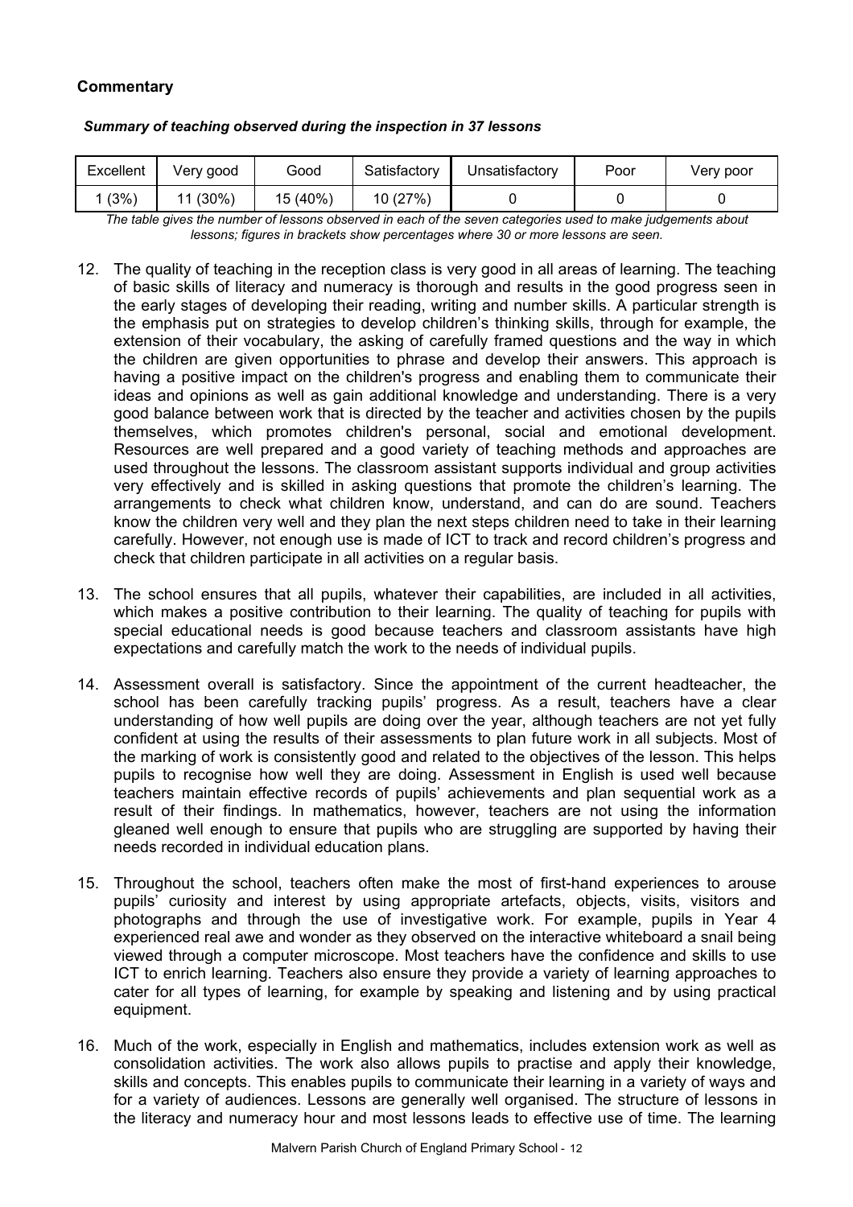**Commentary**

***Summary of teaching observed during the inspection in 37 lessons***

| Excellent | Very good | Good | Satisfactory | Unsatisfactory | Poor | Very poor |
|---|---|---|---|---|---|---|
| 1 (3%) | 11 (30%) | 15 (40%) | 10 (27%) | 0 | 0 | 0 |

*The table gives the number of lessons observed in each of the seven categories used to make judgements about lessons; figures in brackets show percentages where 30 or more lessons are seen.*

12. The quality of teaching in the reception class is very good in all areas of learning. The teaching of basic skills of literacy and numeracy is thorough and results in the good progress seen in the early stages of developing their reading, writing and number skills. A particular strength is the emphasis put on strategies to develop children's thinking skills, through for example, the extension of their vocabulary, the asking of carefully framed questions and the way in which the children are given opportunities to phrase and develop their answers. This approach is having a positive impact on the children's progress and enabling them to communicate their ideas and opinions as well as gain additional knowledge and understanding. There is a very good balance between work that is directed by the teacher and activities chosen by the pupils themselves, which promotes children's personal, social and emotional development. Resources are well prepared and a good variety of teaching methods and approaches are used throughout the lessons. The classroom assistant supports individual and group activities very effectively and is skilled in asking questions that promote the children's learning. The arrangements to check what children know, understand, and can do are sound. Teachers know the children very well and they plan the next steps children need to take in their learning carefully. However, not enough use is made of ICT to track and record children's progress and check that children participate in all activities on a regular basis.

13. The school ensures that all pupils, whatever their capabilities, are included in all activities, which makes a positive contribution to their learning. The quality of teaching for pupils with special educational needs is good because teachers and classroom assistants have high expectations and carefully match the work to the needs of individual pupils.

14. Assessment overall is satisfactory. Since the appointment of the current headteacher, the school has been carefully tracking pupils' progress. As a result, teachers have a clear understanding of how well pupils are doing over the year, although teachers are not yet fully confident at using the results of their assessments to plan future work in all subjects. Most of the marking of work is consistently good and related to the objectives of the lesson. This helps pupils to recognise how well they are doing. Assessment in English is used well because teachers maintain effective records of pupils' achievements and plan sequential work as a result of their findings. In mathematics, however, teachers are not using the information gleaned well enough to ensure that pupils who are struggling are supported by having their needs recorded in individual education plans.

15. Throughout the school, teachers often make the most of first-hand experiences to arouse pupils' curiosity and interest by using appropriate artefacts, objects, visits, visitors and photographs and through the use of investigative work. For example, pupils in Year 4 experienced real awe and wonder as they observed on the interactive whiteboard a snail being viewed through a computer microscope. Most teachers have the confidence and skills to use ICT to enrich learning. Teachers also ensure they provide a variety of learning approaches to cater for all types of learning, for example by speaking and listening and by using practical equipment.

16. Much of the work, especially in English and mathematics, includes extension work as well as consolidation activities. The work also allows pupils to practise and apply their knowledge, skills and concepts. This enables pupils to communicate their learning in a variety of ways and for a variety of audiences. Lessons are generally well organised. The structure of lessons in the literacy and numeracy hour and most lessons leads to effective use of time. The learning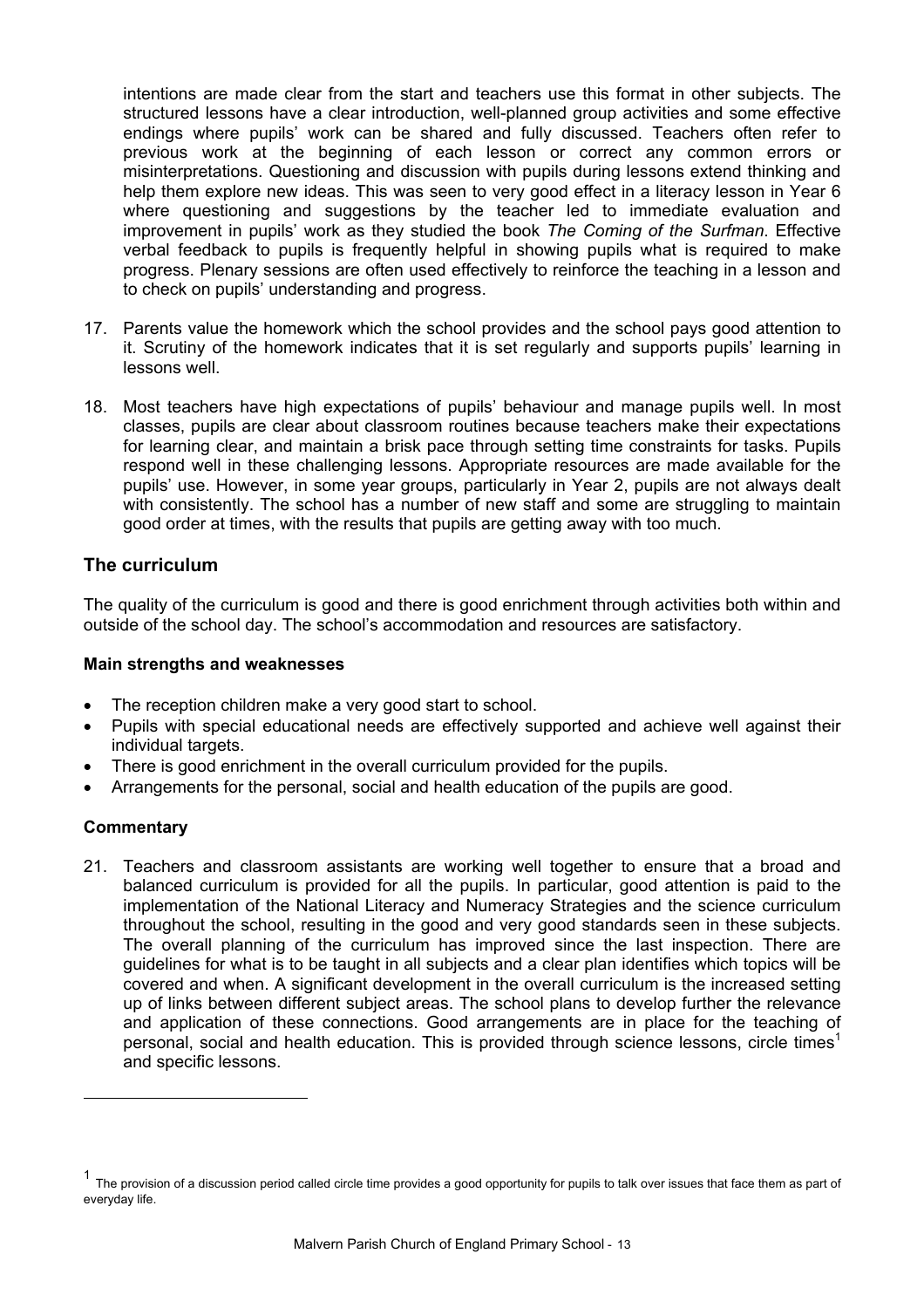intentions are made clear from the start and teachers use this format in other subjects. The structured lessons have a clear introduction, well-planned group activities and some effective endings where pupils' work can be shared and fully discussed. Teachers often refer to previous work at the beginning of each lesson or correct any common errors or misinterpretations. Questioning and discussion with pupils during lessons extend thinking and help them explore new ideas. This was seen to very good effect in a literacy lesson in Year 6 where questioning and suggestions by the teacher led to immediate evaluation and improvement in pupils' work as they studied the book *The Coming of the Surfman*. Effective verbal feedback to pupils is frequently helpful in showing pupils what is required to make progress. Plenary sessions are often used effectively to reinforce the teaching in a lesson and to check on pupils' understanding and progress.

17. Parents value the homework which the school provides and the school pays good attention to it. Scrutiny of the homework indicates that it is set regularly and supports pupils' learning in lessons well.

18. Most teachers have high expectations of pupils' behaviour and manage pupils well. In most classes, pupils are clear about classroom routines because teachers make their expectations for learning clear, and maintain a brisk pace through setting time constraints for tasks. Pupils respond well in these challenging lessons. Appropriate resources are made available for the pupils' use. However, in some year groups, particularly in Year 2, pupils are not always dealt with consistently. The school has a number of new staff and some are struggling to maintain good order at times, with the results that pupils are getting away with too much.

## The curriculum

The quality of the curriculum is good and there is good enrichment through activities both within and outside of the school day. The school's accommodation and resources are satisfactory.

### Main strengths and weaknesses

- The reception children make a very good start to school.
- Pupils with special educational needs are effectively supported and achieve well against their individual targets.
- There is good enrichment in the overall curriculum provided for the pupils.
- Arrangements for the personal, social and health education of the pupils are good.

### Commentary

21. Teachers and classroom assistants are working well together to ensure that a broad and balanced curriculum is provided for all the pupils. In particular, good attention is paid to the implementation of the National Literacy and Numeracy Strategies and the science curriculum throughout the school, resulting in the good and very good standards seen in these subjects. The overall planning of the curriculum has improved since the last inspection. There are guidelines for what is to be taught in all subjects and a clear plan identifies which topics will be covered and when. A significant development in the overall curriculum is the increased setting up of links between different subject areas. The school plans to develop further the relevance and application of these connections. Good arrangements are in place for the teaching of personal, social and health education. This is provided through science lessons, circle times[1] and specific lessons.

---

[1] The provision of a discussion period called circle time provides a good opportunity for pupils to talk over issues that face them as part of everyday life.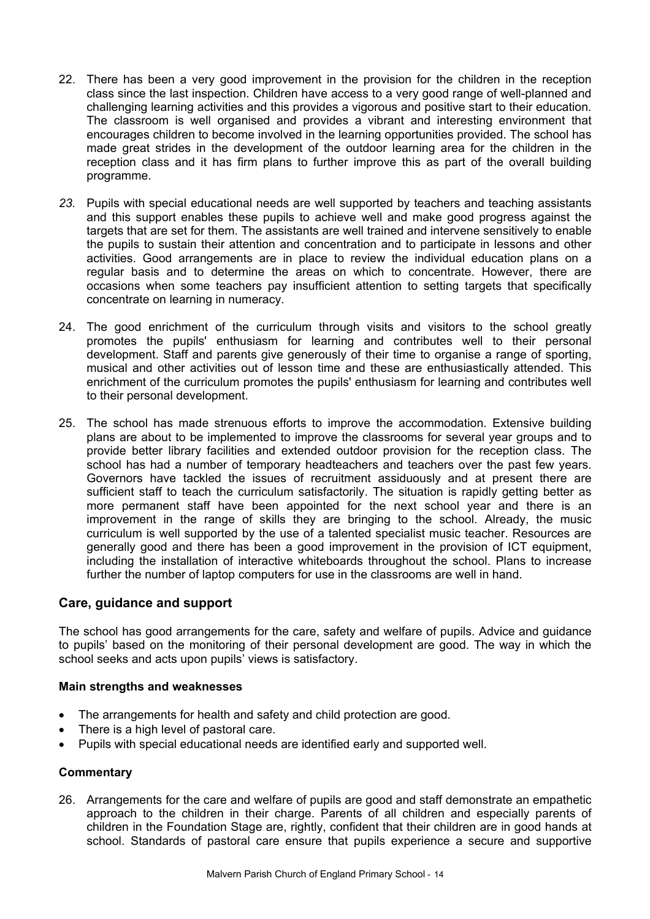22. There has been a very good improvement in the provision for the children in the reception class since the last inspection. Children have access to a very good range of well-planned and challenging learning activities and this provides a vigorous and positive start to their education. The classroom is well organised and provides a vibrant and interesting environment that encourages children to become involved in the learning opportunities provided. The school has made great strides in the development of the outdoor learning area for the children in the reception class and it has firm plans to further improve this as part of the overall building programme.

*23.* Pupils with special educational needs are well supported by teachers and teaching assistants and this support enables these pupils to achieve well and make good progress against the targets that are set for them. The assistants are well trained and intervene sensitively to enable the pupils to sustain their attention and concentration and to participate in lessons and other activities. Good arrangements are in place to review the individual education plans on a regular basis and to determine the areas on which to concentrate. However, there are occasions when some teachers pay insufficient attention to setting targets that specifically concentrate on learning in numeracy.

24. The good enrichment of the curriculum through visits and visitors to the school greatly promotes the pupils' enthusiasm for learning and contributes well to their personal development. Staff and parents give generously of their time to organise a range of sporting, musical and other activities out of lesson time and these are enthusiastically attended. This enrichment of the curriculum promotes the pupils' enthusiasm for learning and contributes well to their personal development.

25. The school has made strenuous efforts to improve the accommodation. Extensive building plans are about to be implemented to improve the classrooms for several year groups and to provide better library facilities and extended outdoor provision for the reception class. The school has had a number of temporary headteachers and teachers over the past few years. Governors have tackled the issues of recruitment assiduously and at present there are sufficient staff to teach the curriculum satisfactorily. The situation is rapidly getting better as more permanent staff have been appointed for the next school year and there is an improvement in the range of skills they are bringing to the school. Already, the music curriculum is well supported by the use of a talented specialist music teacher. Resources are generally good and there has been a good improvement in the provision of ICT equipment, including the installation of interactive whiteboards throughout the school. Plans to increase further the number of laptop computers for use in the classrooms are well in hand.

## Care, guidance and support

The school has good arrangements for the care, safety and welfare of pupils. Advice and guidance to pupils' based on the monitoring of their personal development are good. The way in which the school seeks and acts upon pupils' views is satisfactory.

### Main strengths and weaknesses

- The arrangements for health and safety and child protection are good.
- There is a high level of pastoral care.
- Pupils with special educational needs are identified early and supported well.

### Commentary

26. Arrangements for the care and welfare of pupils are good and staff demonstrate an empathetic approach to the children in their charge. Parents of all children and especially parents of children in the Foundation Stage are, rightly, confident that their children are in good hands at school. Standards of pastoral care ensure that pupils experience a secure and supportive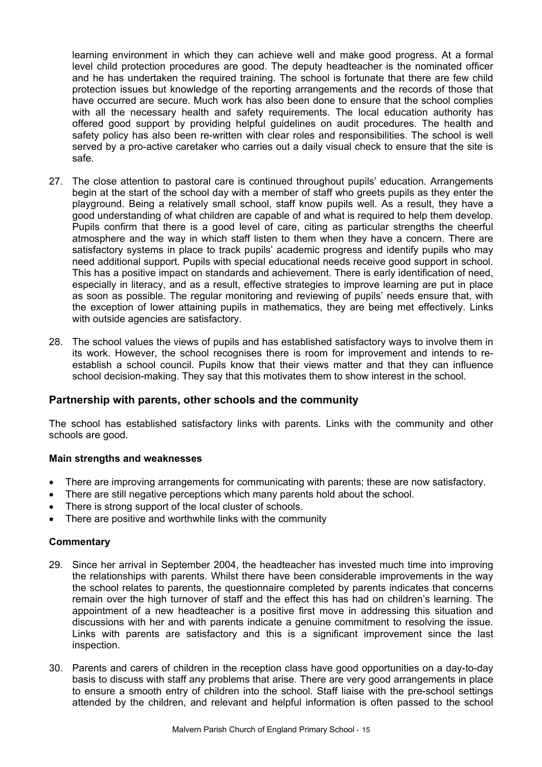learning environment in which they can achieve well and make good progress. At a formal level child protection procedures are good. The deputy headteacher is the nominated officer and he has undertaken the required training. The school is fortunate that there are few child protection issues but knowledge of the reporting arrangements and the records of those that have occurred are secure. Much work has also been done to ensure that the school complies with all the necessary health and safety requirements. The local education authority has offered good support by providing helpful guidelines on audit procedures. The health and safety policy has also been re-written with clear roles and responsibilities. The school is well served by a pro-active caretaker who carries out a daily visual check to ensure that the site is safe.

27. The close attention to pastoral care is continued throughout pupils' education. Arrangements begin at the start of the school day with a member of staff who greets pupils as they enter the playground. Being a relatively small school, staff know pupils well. As a result, they have a good understanding of what children are capable of and what is required to help them develop. Pupils confirm that there is a good level of care, citing as particular strengths the cheerful atmosphere and the way in which staff listen to them when they have a concern. There are satisfactory systems in place to track pupils' academic progress and identify pupils who may need additional support. Pupils with special educational needs receive good support in school. This has a positive impact on standards and achievement. There is early identification of need, especially in literacy, and as a result, effective strategies to improve learning are put in place as soon as possible. The regular monitoring and reviewing of pupils' needs ensure that, with the exception of lower attaining pupils in mathematics, they are being met effectively. Links with outside agencies are satisfactory.

28. The school values the views of pupils and has established satisfactory ways to involve them in its work. However, the school recognises there is room for improvement and intends to re-establish a school council. Pupils know that their views matter and that they can influence school decision-making. They say that this motivates them to show interest in the school.

## Partnership with parents, other schools and the community

The school has established satisfactory links with parents. Links with the community and other schools are good.

### Main strengths and weaknesses

- There are improving arrangements for communicating with parents; these are now satisfactory.
- There are still negative perceptions which many parents hold about the school.
- There is strong support of the local cluster of schools.
- There are positive and worthwhile links with the community

### Commentary

29. Since her arrival in September 2004, the headteacher has invested much time into improving the relationships with parents. Whilst there have been considerable improvements in the way the school relates to parents, the questionnaire completed by parents indicates that concerns remain over the high turnover of staff and the effect this has had on children's learning. The appointment of a new headteacher is a positive first move in addressing this situation and discussions with her and with parents indicate a genuine commitment to resolving the issue. Links with parents are satisfactory and this is a significant improvement since the last inspection.

30. Parents and carers of children in the reception class have good opportunities on a day-to-day basis to discuss with staff any problems that arise. There are very good arrangements in place to ensure a smooth entry of children into the school. Staff liaise with the pre-school settings attended by the children, and relevant and helpful information is often passed to the school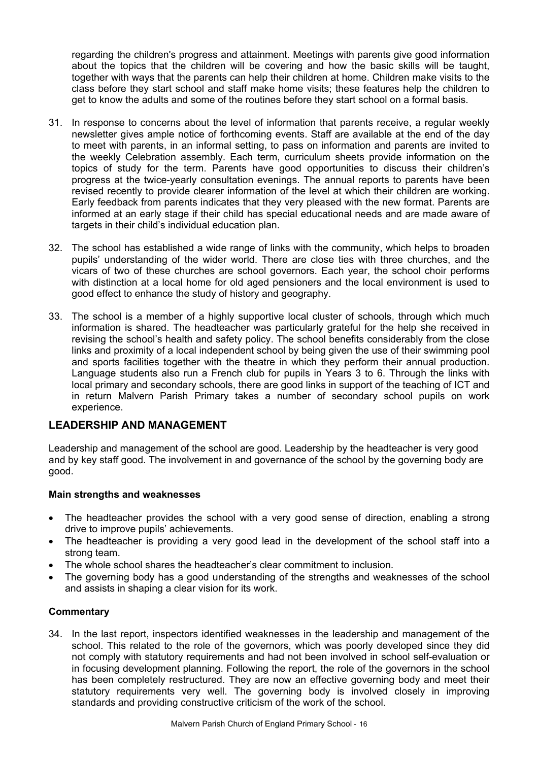regarding the children's progress and attainment. Meetings with parents give good information about the topics that the children will be covering and how the basic skills will be taught, together with ways that the parents can help their children at home. Children make visits to the class before they start school and staff make home visits; these features help the children to get to know the adults and some of the routines before they start school on a formal basis.

31. In response to concerns about the level of information that parents receive, a regular weekly newsletter gives ample notice of forthcoming events. Staff are available at the end of the day to meet with parents, in an informal setting, to pass on information and parents are invited to the weekly Celebration assembly. Each term, curriculum sheets provide information on the topics of study for the term. Parents have good opportunities to discuss their children's progress at the twice-yearly consultation evenings. The annual reports to parents have been revised recently to provide clearer information of the level at which their children are working. Early feedback from parents indicates that they very pleased with the new format. Parents are informed at an early stage if their child has special educational needs and are made aware of targets in their child's individual education plan.

32. The school has established a wide range of links with the community, which helps to broaden pupils' understanding of the wider world. There are close ties with three churches, and the vicars of two of these churches are school governors. Each year, the school choir performs with distinction at a local home for old aged pensioners and the local environment is used to good effect to enhance the study of history and geography.

33. The school is a member of a highly supportive local cluster of schools, through which much information is shared. The headteacher was particularly grateful for the help she received in revising the school's health and safety policy. The school benefits considerably from the close links and proximity of a local independent school by being given the use of their swimming pool and sports facilities together with the theatre in which they perform their annual production. Language students also run a French club for pupils in Years 3 to 6. Through the links with local primary and secondary schools, there are good links in support of the teaching of ICT and in return Malvern Parish Primary takes a number of secondary school pupils on work experience.

## LEADERSHIP AND MANAGEMENT

Leadership and management of the school are good. Leadership by the headteacher is very good and by key staff good. The involvement in and governance of the school by the governing body are good.

### Main strengths and weaknesses

- The headteacher provides the school with a very good sense of direction, enabling a strong drive to improve pupils' achievements.
- The headteacher is providing a very good lead in the development of the school staff into a strong team.
- The whole school shares the headteacher's clear commitment to inclusion.
- The governing body has a good understanding of the strengths and weaknesses of the school and assists in shaping a clear vision for its work.

### Commentary

34. In the last report, inspectors identified weaknesses in the leadership and management of the school. This related to the role of the governors, which was poorly developed since they did not comply with statutory requirements and had not been involved in school self-evaluation or in focusing development planning. Following the report, the role of the governors in the school has been completely restructured. They are now an effective governing body and meet their statutory requirements very well. The governing body is involved closely in improving standards and providing constructive criticism of the work of the school.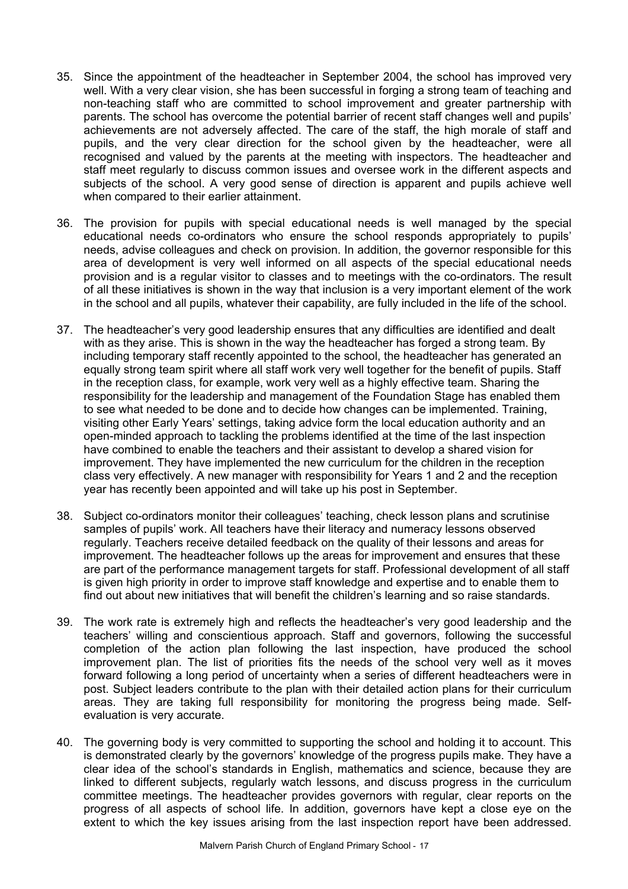35. Since the appointment of the headteacher in September 2004, the school has improved very well. With a very clear vision, she has been successful in forging a strong team of teaching and non-teaching staff who are committed to school improvement and greater partnership with parents. The school has overcome the potential barrier of recent staff changes well and pupils' achievements are not adversely affected. The care of the staff, the high morale of staff and pupils, and the very clear direction for the school given by the headteacher, were all recognised and valued by the parents at the meeting with inspectors. The headteacher and staff meet regularly to discuss common issues and oversee work in the different aspects and subjects of the school. A very good sense of direction is apparent and pupils achieve well when compared to their earlier attainment.

36. The provision for pupils with special educational needs is well managed by the special educational needs co-ordinators who ensure the school responds appropriately to pupils' needs, advise colleagues and check on provision. In addition, the governor responsible for this area of development is very well informed on all aspects of the special educational needs provision and is a regular visitor to classes and to meetings with the co-ordinators. The result of all these initiatives is shown in the way that inclusion is a very important element of the work in the school and all pupils, whatever their capability, are fully included in the life of the school.

37. The headteacher's very good leadership ensures that any difficulties are identified and dealt with as they arise. This is shown in the way the headteacher has forged a strong team. By including temporary staff recently appointed to the school, the headteacher has generated an equally strong team spirit where all staff work very well together for the benefit of pupils. Staff in the reception class, for example, work very well as a highly effective team. Sharing the responsibility for the leadership and management of the Foundation Stage has enabled them to see what needed to be done and to decide how changes can be implemented. Training, visiting other Early Years' settings, taking advice form the local education authority and an open-minded approach to tackling the problems identified at the time of the last inspection have combined to enable the teachers and their assistant to develop a shared vision for improvement. They have implemented the new curriculum for the children in the reception class very effectively. A new manager with responsibility for Years 1 and 2 and the reception year has recently been appointed and will take up his post in September.

38. Subject co-ordinators monitor their colleagues' teaching, check lesson plans and scrutinise samples of pupils' work. All teachers have their literacy and numeracy lessons observed regularly. Teachers receive detailed feedback on the quality of their lessons and areas for improvement. The headteacher follows up the areas for improvement and ensures that these are part of the performance management targets for staff. Professional development of all staff is given high priority in order to improve staff knowledge and expertise and to enable them to find out about new initiatives that will benefit the children's learning and so raise standards.

39. The work rate is extremely high and reflects the headteacher's very good leadership and the teachers' willing and conscientious approach. Staff and governors, following the successful completion of the action plan following the last inspection, have produced the school improvement plan. The list of priorities fits the needs of the school very well as it moves forward following a long period of uncertainty when a series of different headteachers were in post. Subject leaders contribute to the plan with their detailed action plans for their curriculum areas. They are taking full responsibility for monitoring the progress being made. Self-evaluation is very accurate.

40. The governing body is very committed to supporting the school and holding it to account. This is demonstrated clearly by the governors' knowledge of the progress pupils make. They have a clear idea of the school's standards in English, mathematics and science, because they are linked to different subjects, regularly watch lessons, and discuss progress in the curriculum committee meetings. The headteacher provides governors with regular, clear reports on the progress of all aspects of school life. In addition, governors have kept a close eye on the extent to which the key issues arising from the last inspection report have been addressed.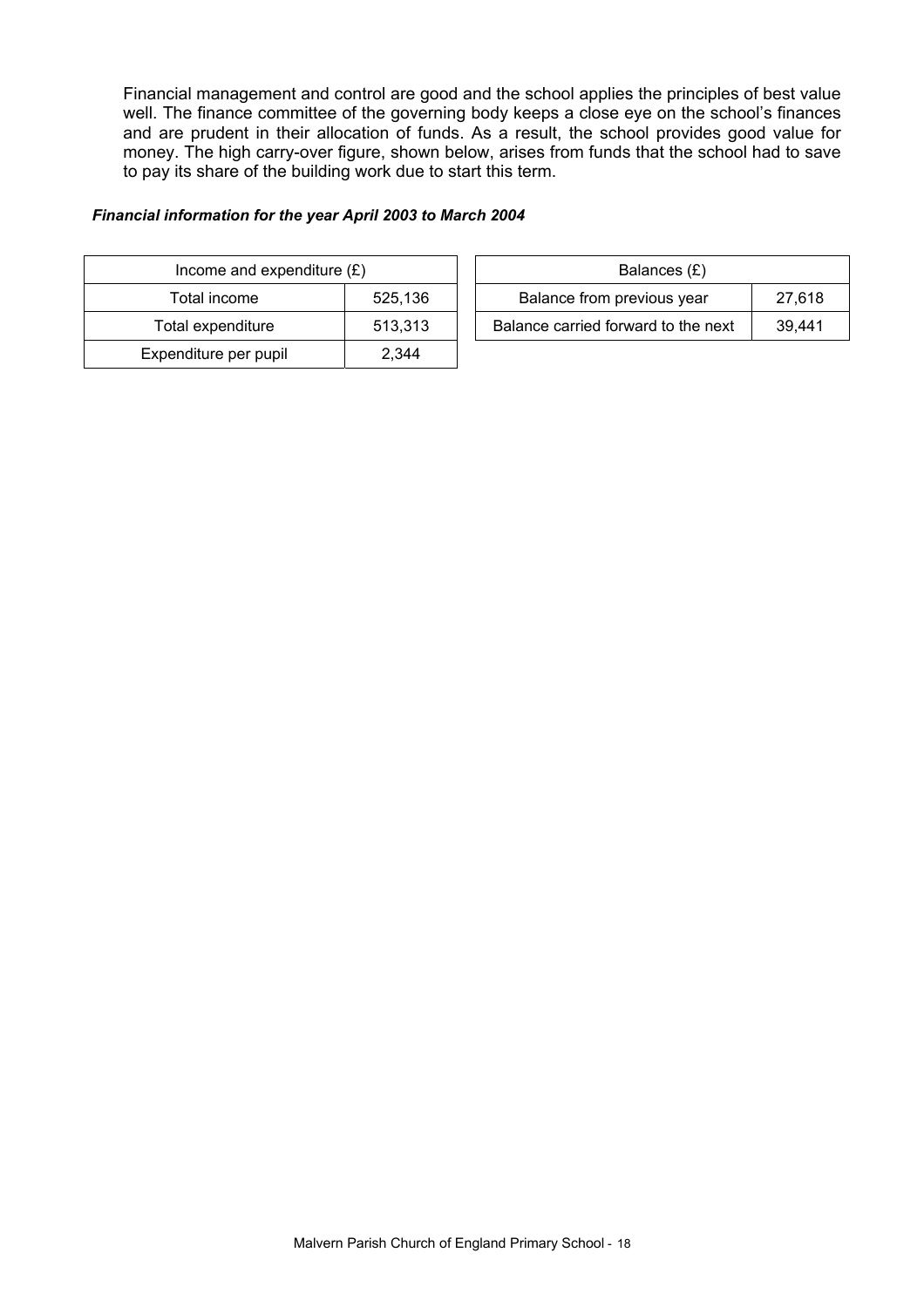Financial management and control are good and the school applies the principles of best value well. The finance committee of the governing body keeps a close eye on the school's finances and are prudent in their allocation of funds. As a result, the school provides good value for money. The high carry-over figure, shown below, arises from funds that the school had to save to pay its share of the building work due to start this term.

***Financial information for the year April 2003 to March 2004***

| Income and expenditure (£) | |
|---|---|
| Total income | 525,136 |
| Total expenditure | 513,313 |
| Expenditure per pupil | 2,344 |

| Balances (£) | |
|---|---|
| Balance from previous year | 27,618 |
| Balance carried forward to the next | 39,441 |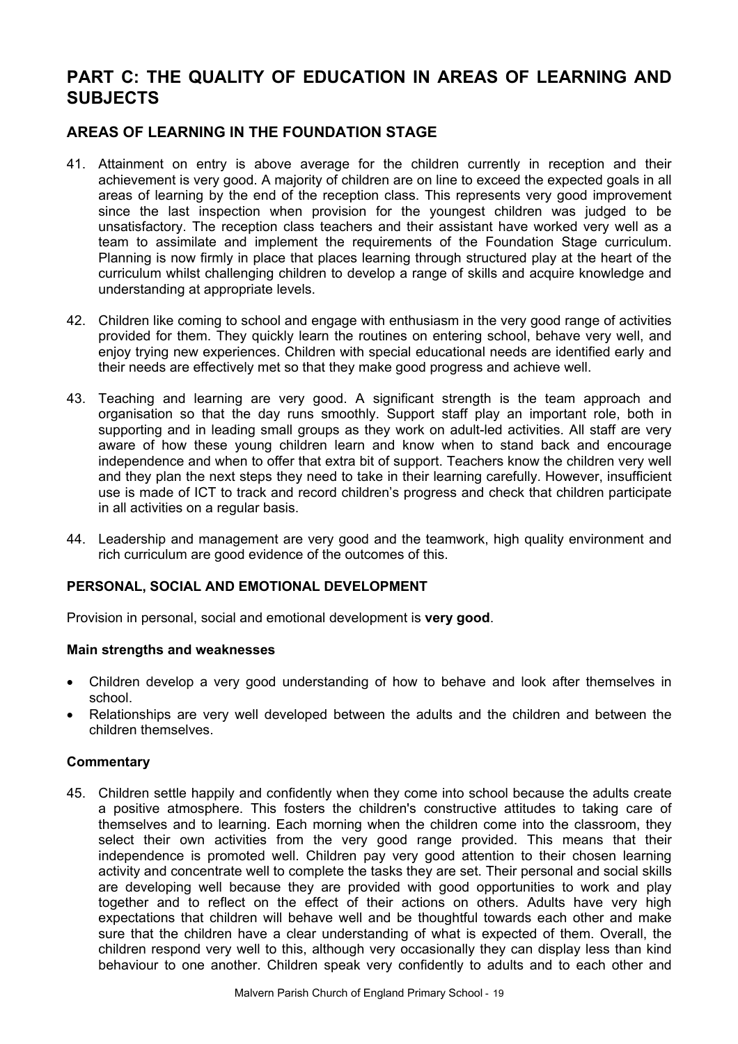# PART C: THE QUALITY OF EDUCATION IN AREAS OF LEARNING AND SUBJECTS

## AREAS OF LEARNING IN THE FOUNDATION STAGE

41. Attainment on entry is above average for the children currently in reception and their achievement is very good. A majority of children are on line to exceed the expected goals in all areas of learning by the end of the reception class. This represents very good improvement since the last inspection when provision for the youngest children was judged to be unsatisfactory. The reception class teachers and their assistant have worked very well as a team to assimilate and implement the requirements of the Foundation Stage curriculum. Planning is now firmly in place that places learning through structured play at the heart of the curriculum whilst challenging children to develop a range of skills and acquire knowledge and understanding at appropriate levels.

42. Children like coming to school and engage with enthusiasm in the very good range of activities provided for them. They quickly learn the routines on entering school, behave very well, and enjoy trying new experiences. Children with special educational needs are identified early and their needs are effectively met so that they make good progress and achieve well.

43. Teaching and learning are very good. A significant strength is the team approach and organisation so that the day runs smoothly. Support staff play an important role, both in supporting and in leading small groups as they work on adult-led activities. All staff are very aware of how these young children learn and know when to stand back and encourage independence and when to offer that extra bit of support. Teachers know the children very well and they plan the next steps they need to take in their learning carefully. However, insufficient use is made of ICT to track and record children's progress and check that children participate in all activities on a regular basis.

44. Leadership and management are very good and the teamwork, high quality environment and rich curriculum are good evidence of the outcomes of this.

### PERSONAL, SOCIAL AND EMOTIONAL DEVELOPMENT

Provision in personal, social and emotional development is **very good**.

#### Main strengths and weaknesses

- Children develop a very good understanding of how to behave and look after themselves in school.
- Relationships are very well developed between the adults and the children and between the children themselves.

#### Commentary

45. Children settle happily and confidently when they come into school because the adults create a positive atmosphere. This fosters the children's constructive attitudes to taking care of themselves and to learning. Each morning when the children come into the classroom, they select their own activities from the very good range provided. This means that their independence is promoted well. Children pay very good attention to their chosen learning activity and concentrate well to complete the tasks they are set. Their personal and social skills are developing well because they are provided with good opportunities to work and play together and to reflect on the effect of their actions on others. Adults have very high expectations that children will behave well and be thoughtful towards each other and make sure that the children have a clear understanding of what is expected of them. Overall, the children respond very well to this, although very occasionally they can display less than kind behaviour to one another. Children speak very confidently to adults and to each other and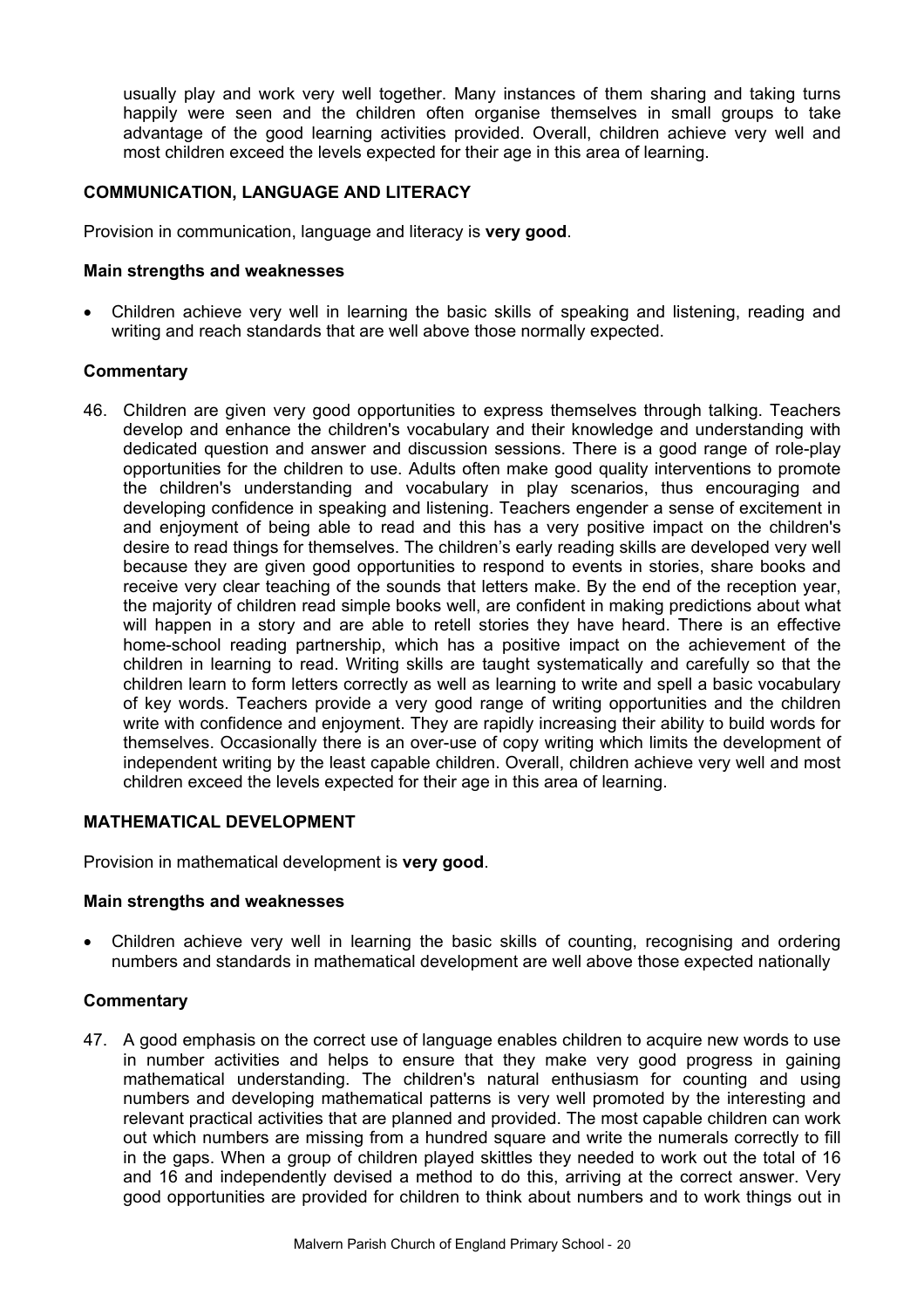usually play and work very well together. Many instances of them sharing and taking turns happily were seen and the children often organise themselves in small groups to take advantage of the good learning activities provided. Overall, children achieve very well and most children exceed the levels expected for their age in this area of learning.

### COMMUNICATION, LANGUAGE AND LITERACY

Provision in communication, language and literacy is **very good**.

#### Main strengths and weaknesses

- Children achieve very well in learning the basic skills of speaking and listening, reading and writing and reach standards that are well above those normally expected.

#### Commentary

46. Children are given very good opportunities to express themselves through talking. Teachers develop and enhance the children's vocabulary and their knowledge and understanding with dedicated question and answer and discussion sessions. There is a good range of role-play opportunities for the children to use. Adults often make good quality interventions to promote the children's understanding and vocabulary in play scenarios, thus encouraging and developing confidence in speaking and listening. Teachers engender a sense of excitement in and enjoyment of being able to read and this has a very positive impact on the children's desire to read things for themselves. The children's early reading skills are developed very well because they are given good opportunities to respond to events in stories, share books and receive very clear teaching of the sounds that letters make. By the end of the reception year, the majority of children read simple books well, are confident in making predictions about what will happen in a story and are able to retell stories they have heard. There is an effective home-school reading partnership, which has a positive impact on the achievement of the children in learning to read. Writing skills are taught systematically and carefully so that the children learn to form letters correctly as well as learning to write and spell a basic vocabulary of key words. Teachers provide a very good range of writing opportunities and the children write with confidence and enjoyment. They are rapidly increasing their ability to build words for themselves. Occasionally there is an over-use of copy writing which limits the development of independent writing by the least capable children. Overall, children achieve very well and most children exceed the levels expected for their age in this area of learning.

### MATHEMATICAL DEVELOPMENT

Provision in mathematical development is **very good**.

#### Main strengths and weaknesses

- Children achieve very well in learning the basic skills of counting, recognising and ordering numbers and standards in mathematical development are well above those expected nationally

#### Commentary

47. A good emphasis on the correct use of language enables children to acquire new words to use in number activities and helps to ensure that they make very good progress in gaining mathematical understanding. The children's natural enthusiasm for counting and using numbers and developing mathematical patterns is very well promoted by the interesting and relevant practical activities that are planned and provided. The most capable children can work out which numbers are missing from a hundred square and write the numerals correctly to fill in the gaps. When a group of children played skittles they needed to work out the total of 16 and 16 and independently devised a method to do this, arriving at the correct answer. Very good opportunities are provided for children to think about numbers and to work things out in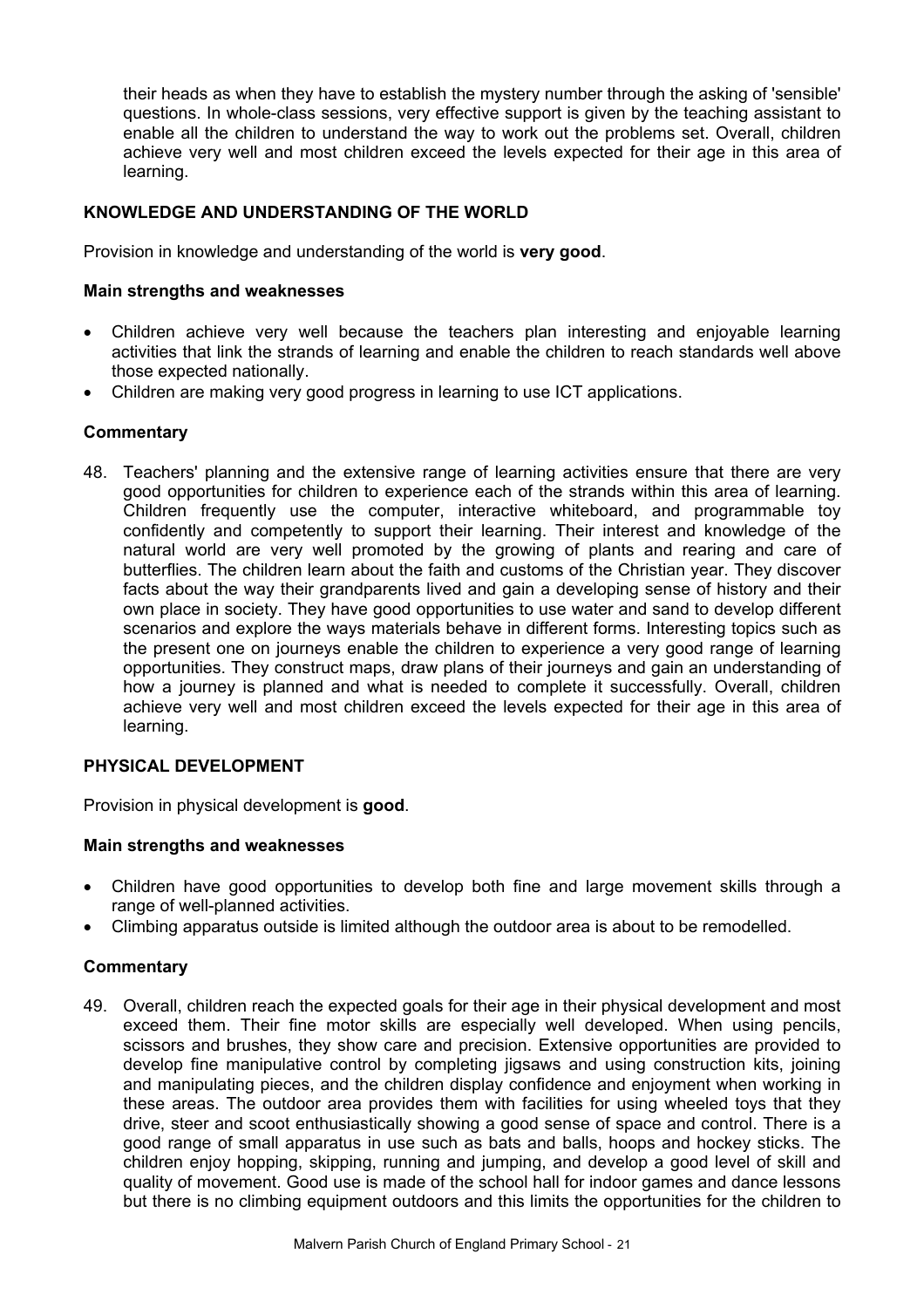their heads as when they have to establish the mystery number through the asking of 'sensible' questions. In whole-class sessions, very effective support is given by the teaching assistant to enable all the children to understand the way to work out the problems set. Overall, children achieve very well and most children exceed the levels expected for their age in this area of learning.

### KNOWLEDGE AND UNDERSTANDING OF THE WORLD

Provision in knowledge and understanding of the world is **very good**.

#### Main strengths and weaknesses

- Children achieve very well because the teachers plan interesting and enjoyable learning activities that link the strands of learning and enable the children to reach standards well above those expected nationally.
- Children are making very good progress in learning to use ICT applications.

#### Commentary

48. Teachers' planning and the extensive range of learning activities ensure that there are very good opportunities for children to experience each of the strands within this area of learning. Children frequently use the computer, interactive whiteboard, and programmable toy confidently and competently to support their learning. Their interest and knowledge of the natural world are very well promoted by the growing of plants and rearing and care of butterflies. The children learn about the faith and customs of the Christian year. They discover facts about the way their grandparents lived and gain a developing sense of history and their own place in society. They have good opportunities to use water and sand to develop different scenarios and explore the ways materials behave in different forms. Interesting topics such as the present one on journeys enable the children to experience a very good range of learning opportunities. They construct maps, draw plans of their journeys and gain an understanding of how a journey is planned and what is needed to complete it successfully. Overall, children achieve very well and most children exceed the levels expected for their age in this area of learning.

### PHYSICAL DEVELOPMENT

Provision in physical development is **good**.

#### Main strengths and weaknesses

- Children have good opportunities to develop both fine and large movement skills through a range of well-planned activities.
- Climbing apparatus outside is limited although the outdoor area is about to be remodelled.

#### Commentary

49. Overall, children reach the expected goals for their age in their physical development and most exceed them. Their fine motor skills are especially well developed. When using pencils, scissors and brushes, they show care and precision. Extensive opportunities are provided to develop fine manipulative control by completing jigsaws and using construction kits, joining and manipulating pieces, and the children display confidence and enjoyment when working in these areas. The outdoor area provides them with facilities for using wheeled toys that they drive, steer and scoot enthusiastically showing a good sense of space and control. There is a good range of small apparatus in use such as bats and balls, hoops and hockey sticks. The children enjoy hopping, skipping, running and jumping, and develop a good level of skill and quality of movement. Good use is made of the school hall for indoor games and dance lessons but there is no climbing equipment outdoors and this limits the opportunities for the children to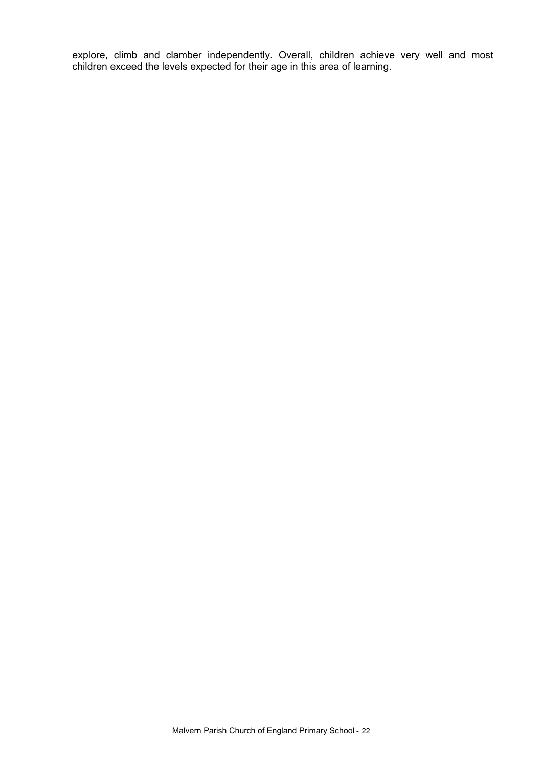explore, climb and clamber independently. Overall, children achieve very well and most children exceed the levels expected for their age in this area of learning.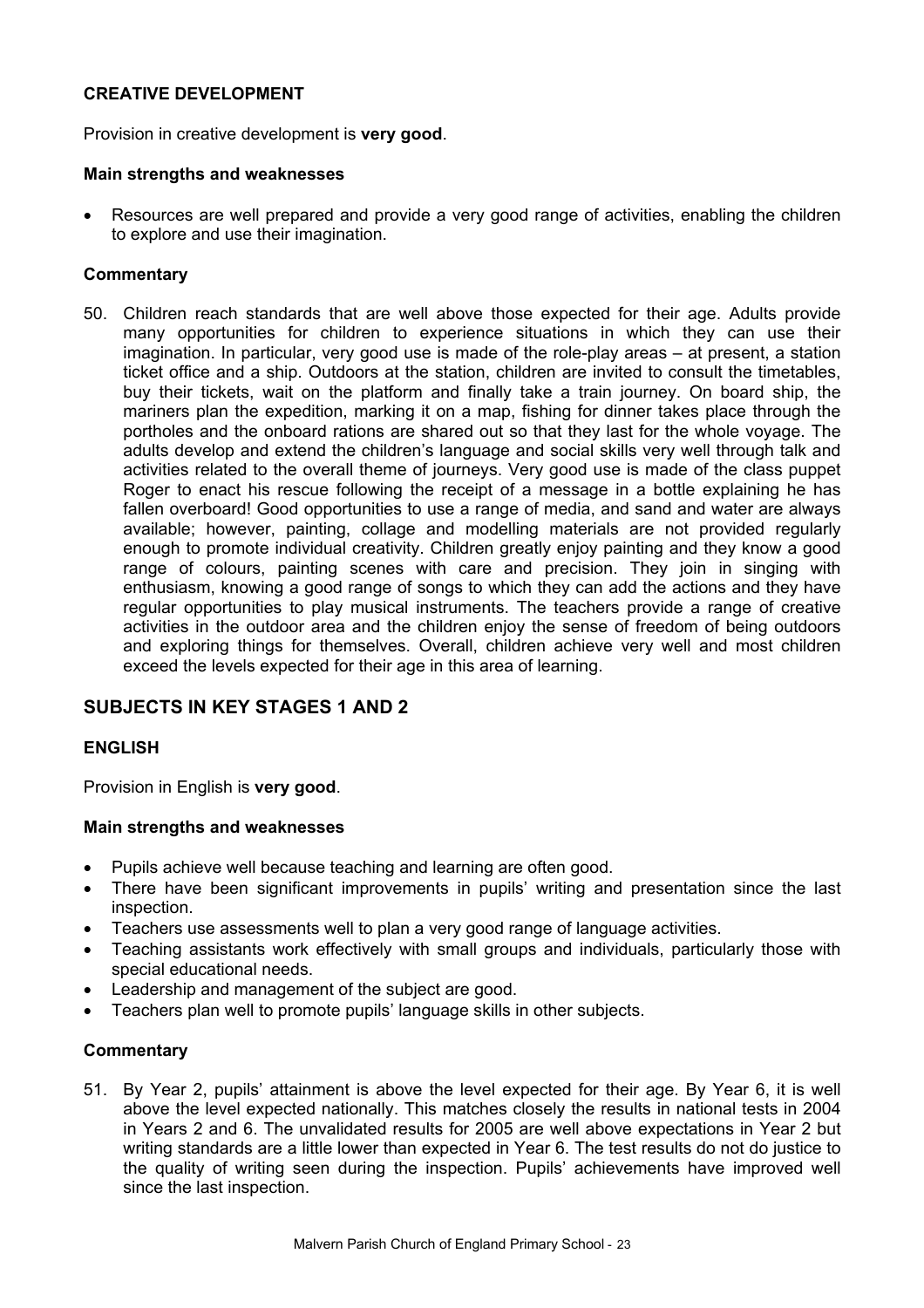### CREATIVE DEVELOPMENT

Provision in creative development is **very good**.

#### Main strengths and weaknesses

- Resources are well prepared and provide a very good range of activities, enabling the children to explore and use their imagination.

#### Commentary

50. Children reach standards that are well above those expected for their age. Adults provide many opportunities for children to experience situations in which they can use their imagination. In particular, very good use is made of the role-play areas – at present, a station ticket office and a ship. Outdoors at the station, children are invited to consult the timetables, buy their tickets, wait on the platform and finally take a train journey. On board ship, the mariners plan the expedition, marking it on a map, fishing for dinner takes place through the portholes and the onboard rations are shared out so that they last for the whole voyage. The adults develop and extend the children's language and social skills very well through talk and activities related to the overall theme of journeys. Very good use is made of the class puppet Roger to enact his rescue following the receipt of a message in a bottle explaining he has fallen overboard! Good opportunities to use a range of media, and sand and water are always available; however, painting, collage and modelling materials are not provided regularly enough to promote individual creativity. Children greatly enjoy painting and they know a good range of colours, painting scenes with care and precision. They join in singing with enthusiasm, knowing a good range of songs to which they can add the actions and they have regular opportunities to play musical instruments. The teachers provide a range of creative activities in the outdoor area and the children enjoy the sense of freedom of being outdoors and exploring things for themselves. Overall, children achieve very well and most children exceed the levels expected for their age in this area of learning.

## SUBJECTS IN KEY STAGES 1 AND 2

### ENGLISH

Provision in English is **very good**.

#### Main strengths and weaknesses

- Pupils achieve well because teaching and learning are often good.
- There have been significant improvements in pupils' writing and presentation since the last inspection.
- Teachers use assessments well to plan a very good range of language activities.
- Teaching assistants work effectively with small groups and individuals, particularly those with special educational needs.
- Leadership and management of the subject are good.
- Teachers plan well to promote pupils' language skills in other subjects.

#### Commentary

51. By Year 2, pupils' attainment is above the level expected for their age. By Year 6, it is well above the level expected nationally. This matches closely the results in national tests in 2004 in Years 2 and 6. The unvalidated results for 2005 are well above expectations in Year 2 but writing standards are a little lower than expected in Year 6. The test results do not do justice to the quality of writing seen during the inspection. Pupils' achievements have improved well since the last inspection.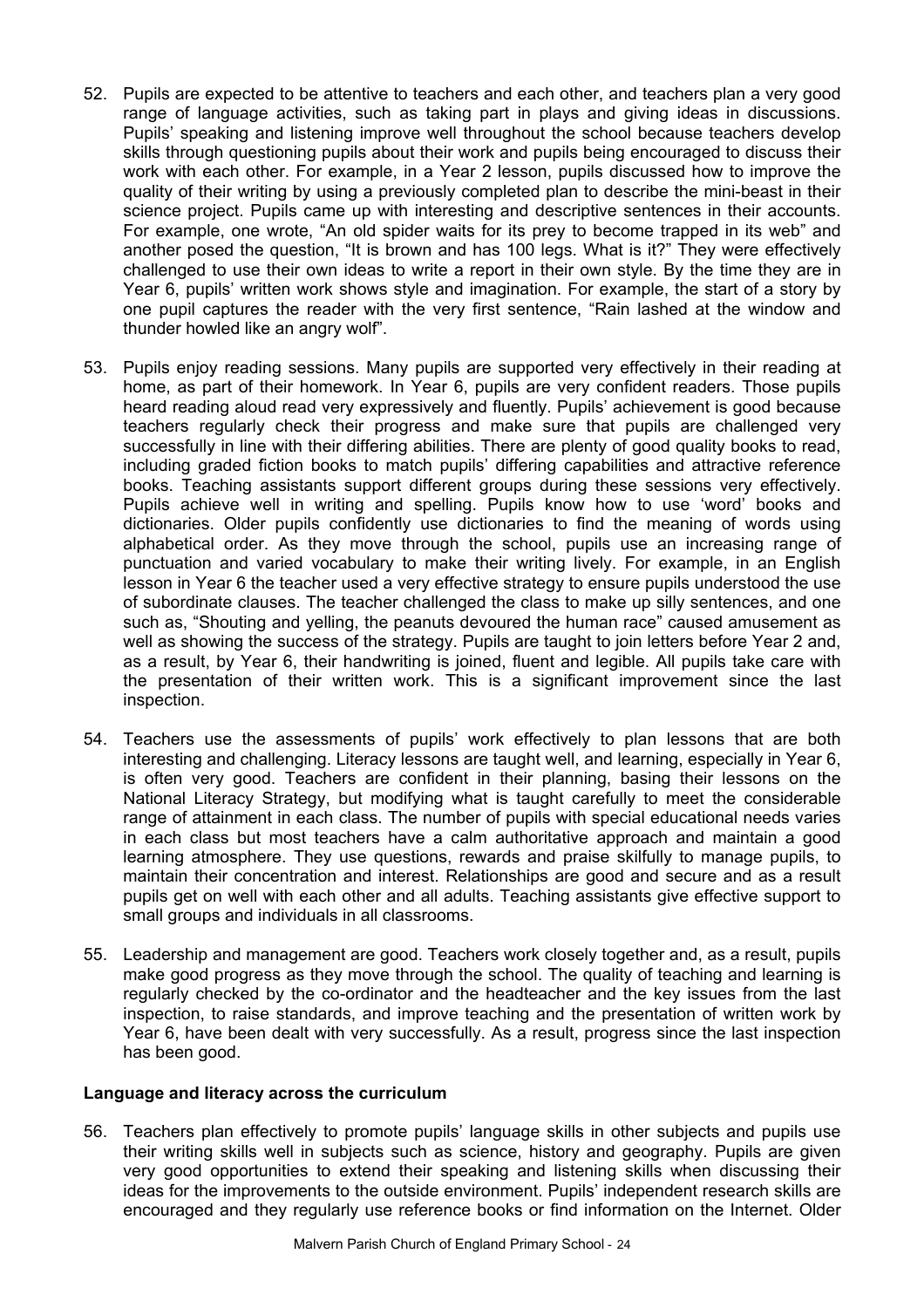52. Pupils are expected to be attentive to teachers and each other, and teachers plan a very good range of language activities, such as taking part in plays and giving ideas in discussions. Pupils' speaking and listening improve well throughout the school because teachers develop skills through questioning pupils about their work and pupils being encouraged to discuss their work with each other. For example, in a Year 2 lesson, pupils discussed how to improve the quality of their writing by using a previously completed plan to describe the mini-beast in their science project. Pupils came up with interesting and descriptive sentences in their accounts. For example, one wrote, "An old spider waits for its prey to become trapped in its web" and another posed the question, "It is brown and has 100 legs. What is it?" They were effectively challenged to use their own ideas to write a report in their own style. By the time they are in Year 6, pupils' written work shows style and imagination. For example, the start of a story by one pupil captures the reader with the very first sentence, "Rain lashed at the window and thunder howled like an angry wolf".

53. Pupils enjoy reading sessions. Many pupils are supported very effectively in their reading at home, as part of their homework. In Year 6, pupils are very confident readers. Those pupils heard reading aloud read very expressively and fluently. Pupils' achievement is good because teachers regularly check their progress and make sure that pupils are challenged very successfully in line with their differing abilities. There are plenty of good quality books to read, including graded fiction books to match pupils' differing capabilities and attractive reference books. Teaching assistants support different groups during these sessions very effectively. Pupils achieve well in writing and spelling. Pupils know how to use 'word' books and dictionaries. Older pupils confidently use dictionaries to find the meaning of words using alphabetical order. As they move through the school, pupils use an increasing range of punctuation and varied vocabulary to make their writing lively. For example, in an English lesson in Year 6 the teacher used a very effective strategy to ensure pupils understood the use of subordinate clauses. The teacher challenged the class to make up silly sentences, and one such as, "Shouting and yelling, the peanuts devoured the human race" caused amusement as well as showing the success of the strategy. Pupils are taught to join letters before Year 2 and, as a result, by Year 6, their handwriting is joined, fluent and legible. All pupils take care with the presentation of their written work. This is a significant improvement since the last inspection.

54. Teachers use the assessments of pupils' work effectively to plan lessons that are both interesting and challenging. Literacy lessons are taught well, and learning, especially in Year 6, is often very good. Teachers are confident in their planning, basing their lessons on the National Literacy Strategy, but modifying what is taught carefully to meet the considerable range of attainment in each class. The number of pupils with special educational needs varies in each class but most teachers have a calm authoritative approach and maintain a good learning atmosphere. They use questions, rewards and praise skilfully to manage pupils, to maintain their concentration and interest. Relationships are good and secure and as a result pupils get on well with each other and all adults. Teaching assistants give effective support to small groups and individuals in all classrooms.

55. Leadership and management are good. Teachers work closely together and, as a result, pupils make good progress as they move through the school. The quality of teaching and learning is regularly checked by the co-ordinator and the headteacher and the key issues from the last inspection, to raise standards, and improve teaching and the presentation of written work by Year 6, have been dealt with very successfully. As a result, progress since the last inspection has been good.

**Language and literacy across the curriculum**

56. Teachers plan effectively to promote pupils' language skills in other subjects and pupils use their writing skills well in subjects such as science, history and geography. Pupils are given very good opportunities to extend their speaking and listening skills when discussing their ideas for the improvements to the outside environment. Pupils' independent research skills are encouraged and they regularly use reference books or find information on the Internet. Older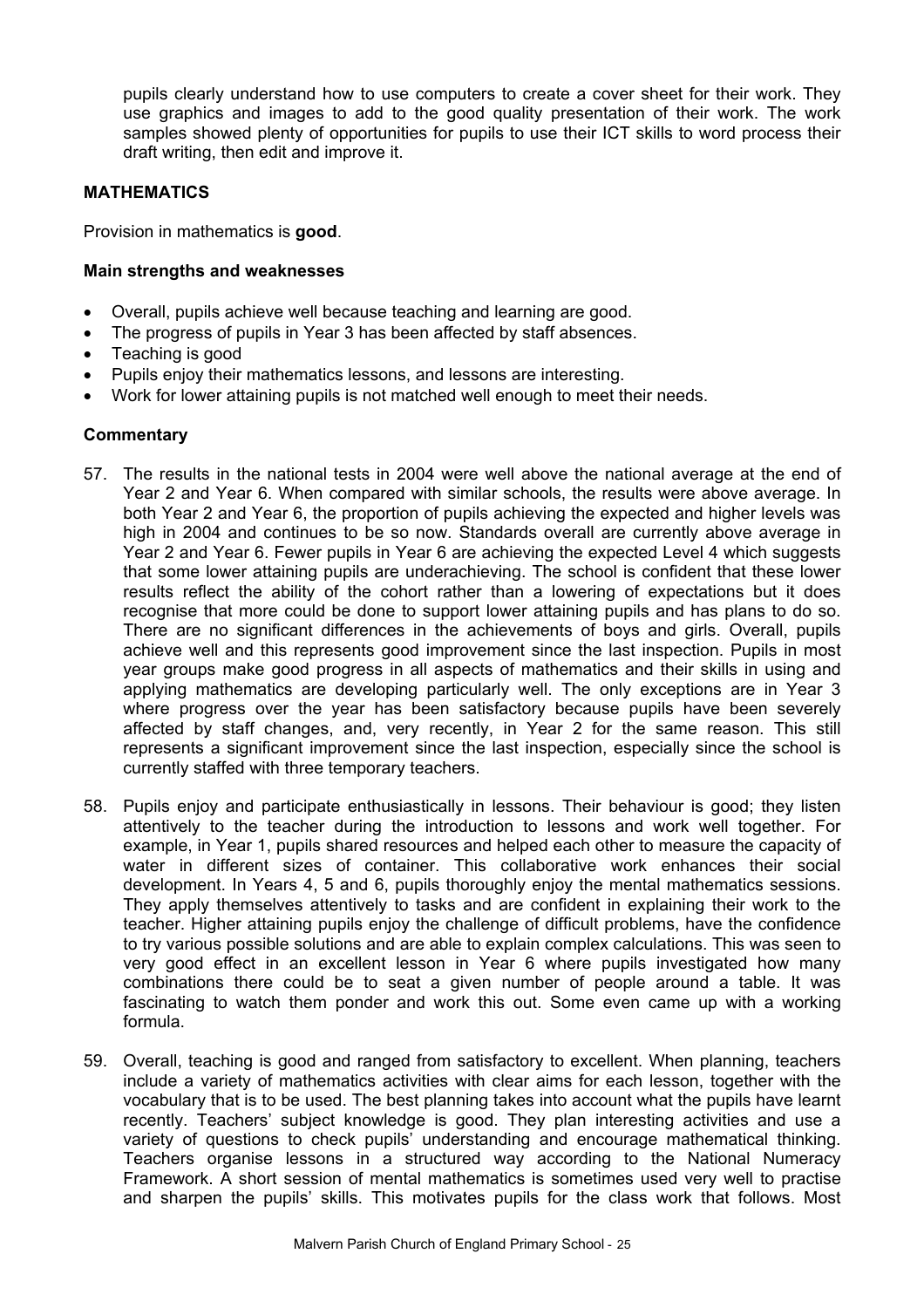pupils clearly understand how to use computers to create a cover sheet for their work. They use graphics and images to add to the good quality presentation of their work. The work samples showed plenty of opportunities for pupils to use their ICT skills to word process their draft writing, then edit and improve it.

## MATHEMATICS

Provision in mathematics is **good**.

### Main strengths and weaknesses

- Overall, pupils achieve well because teaching and learning are good.
- The progress of pupils in Year 3 has been affected by staff absences.
- Teaching is good
- Pupils enjoy their mathematics lessons, and lessons are interesting.
- Work for lower attaining pupils is not matched well enough to meet their needs.

### Commentary

57. The results in the national tests in 2004 were well above the national average at the end of Year 2 and Year 6. When compared with similar schools, the results were above average. In both Year 2 and Year 6, the proportion of pupils achieving the expected and higher levels was high in 2004 and continues to be so now. Standards overall are currently above average in Year 2 and Year 6. Fewer pupils in Year 6 are achieving the expected Level 4 which suggests that some lower attaining pupils are underachieving. The school is confident that these lower results reflect the ability of the cohort rather than a lowering of expectations but it does recognise that more could be done to support lower attaining pupils and has plans to do so. There are no significant differences in the achievements of boys and girls. Overall, pupils achieve well and this represents good improvement since the last inspection. Pupils in most year groups make good progress in all aspects of mathematics and their skills in using and applying mathematics are developing particularly well. The only exceptions are in Year 3 where progress over the year has been satisfactory because pupils have been severely affected by staff changes, and, very recently, in Year 2 for the same reason. This still represents a significant improvement since the last inspection, especially since the school is currently staffed with three temporary teachers.

58. Pupils enjoy and participate enthusiastically in lessons. Their behaviour is good; they listen attentively to the teacher during the introduction to lessons and work well together. For example, in Year 1, pupils shared resources and helped each other to measure the capacity of water in different sizes of container. This collaborative work enhances their social development. In Years 4, 5 and 6, pupils thoroughly enjoy the mental mathematics sessions. They apply themselves attentively to tasks and are confident in explaining their work to the teacher. Higher attaining pupils enjoy the challenge of difficult problems, have the confidence to try various possible solutions and are able to explain complex calculations. This was seen to very good effect in an excellent lesson in Year 6 where pupils investigated how many combinations there could be to seat a given number of people around a table. It was fascinating to watch them ponder and work this out. Some even came up with a working formula.

59. Overall, teaching is good and ranged from satisfactory to excellent. When planning, teachers include a variety of mathematics activities with clear aims for each lesson, together with the vocabulary that is to be used. The best planning takes into account what the pupils have learnt recently. Teachers' subject knowledge is good. They plan interesting activities and use a variety of questions to check pupils' understanding and encourage mathematical thinking. Teachers organise lessons in a structured way according to the National Numeracy Framework. A short session of mental mathematics is sometimes used very well to practise and sharpen the pupils' skills. This motivates pupils for the class work that follows. Most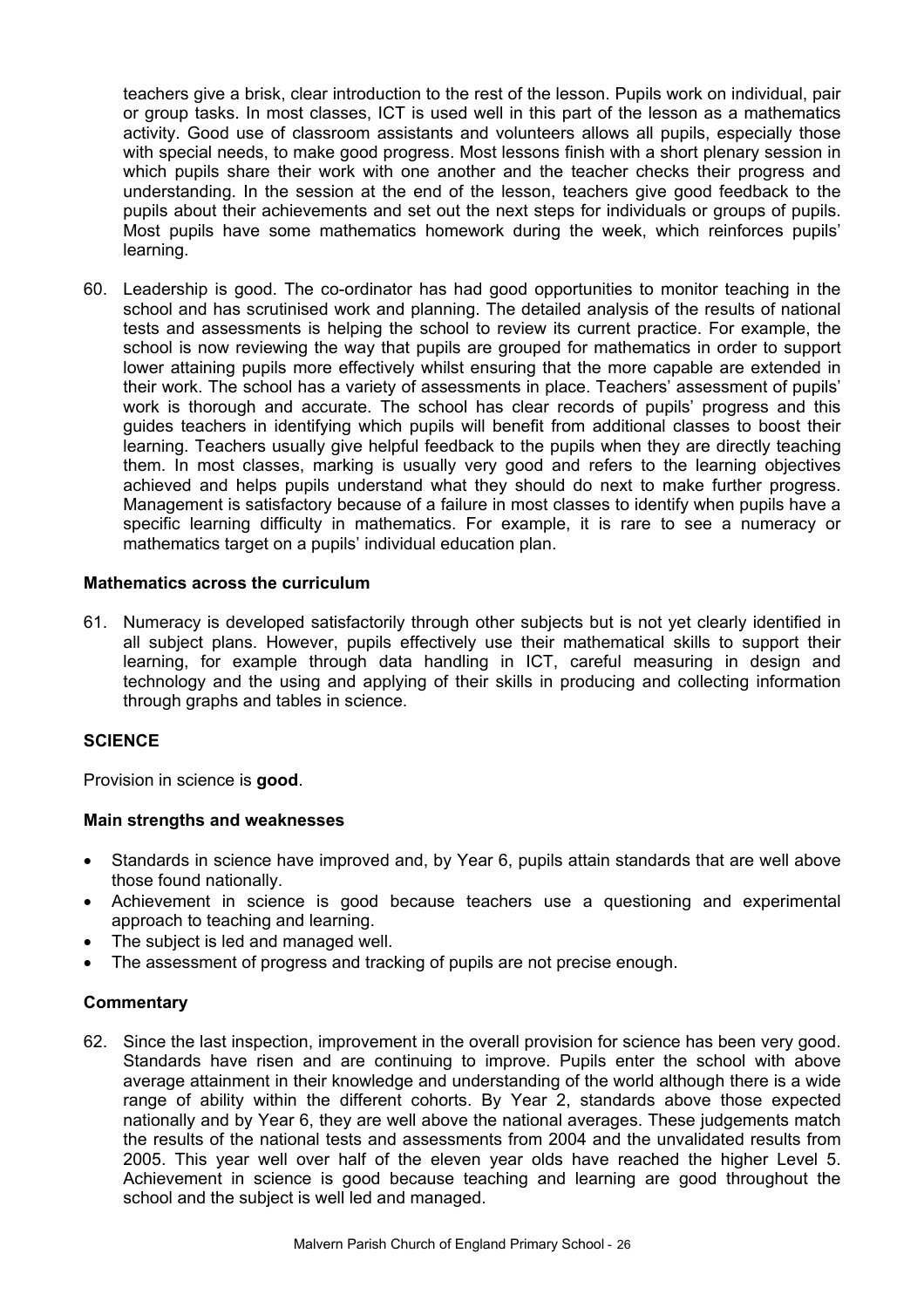teachers give a brisk, clear introduction to the rest of the lesson. Pupils work on individual, pair or group tasks. In most classes, ICT is used well in this part of the lesson as a mathematics activity. Good use of classroom assistants and volunteers allows all pupils, especially those with special needs, to make good progress. Most lessons finish with a short plenary session in which pupils share their work with one another and the teacher checks their progress and understanding. In the session at the end of the lesson, teachers give good feedback to the pupils about their achievements and set out the next steps for individuals or groups of pupils. Most pupils have some mathematics homework during the week, which reinforces pupils' learning.

60. Leadership is good. The co-ordinator has had good opportunities to monitor teaching in the school and has scrutinised work and planning. The detailed analysis of the results of national tests and assessments is helping the school to review its current practice. For example, the school is now reviewing the way that pupils are grouped for mathematics in order to support lower attaining pupils more effectively whilst ensuring that the more capable are extended in their work. The school has a variety of assessments in place. Teachers' assessment of pupils' work is thorough and accurate. The school has clear records of pupils' progress and this guides teachers in identifying which pupils will benefit from additional classes to boost their learning. Teachers usually give helpful feedback to the pupils when they are directly teaching them. In most classes, marking is usually very good and refers to the learning objectives achieved and helps pupils understand what they should do next to make further progress. Management is satisfactory because of a failure in most classes to identify when pupils have a specific learning difficulty in mathematics. For example, it is rare to see a numeracy or mathematics target on a pupils' individual education plan.

**Mathematics across the curriculum**

61. Numeracy is developed satisfactorily through other subjects but is not yet clearly identified in all subject plans. However, pupils effectively use their mathematical skills to support their learning, for example through data handling in ICT, careful measuring in design and technology and the using and applying of their skills in producing and collecting information through graphs and tables in science.

## SCIENCE

Provision in science is **good**.

**Main strengths and weaknesses**

- Standards in science have improved and, by Year 6, pupils attain standards that are well above those found nationally.
- Achievement in science is good because teachers use a questioning and experimental approach to teaching and learning.
- The subject is led and managed well.
- The assessment of progress and tracking of pupils are not precise enough.

**Commentary**

62. Since the last inspection, improvement in the overall provision for science has been very good. Standards have risen and are continuing to improve. Pupils enter the school with above average attainment in their knowledge and understanding of the world although there is a wide range of ability within the different cohorts. By Year 2, standards above those expected nationally and by Year 6, they are well above the national averages. These judgements match the results of the national tests and assessments from 2004 and the unvalidated results from 2005. This year well over half of the eleven year olds have reached the higher Level 5. Achievement in science is good because teaching and learning are good throughout the school and the subject is well led and managed.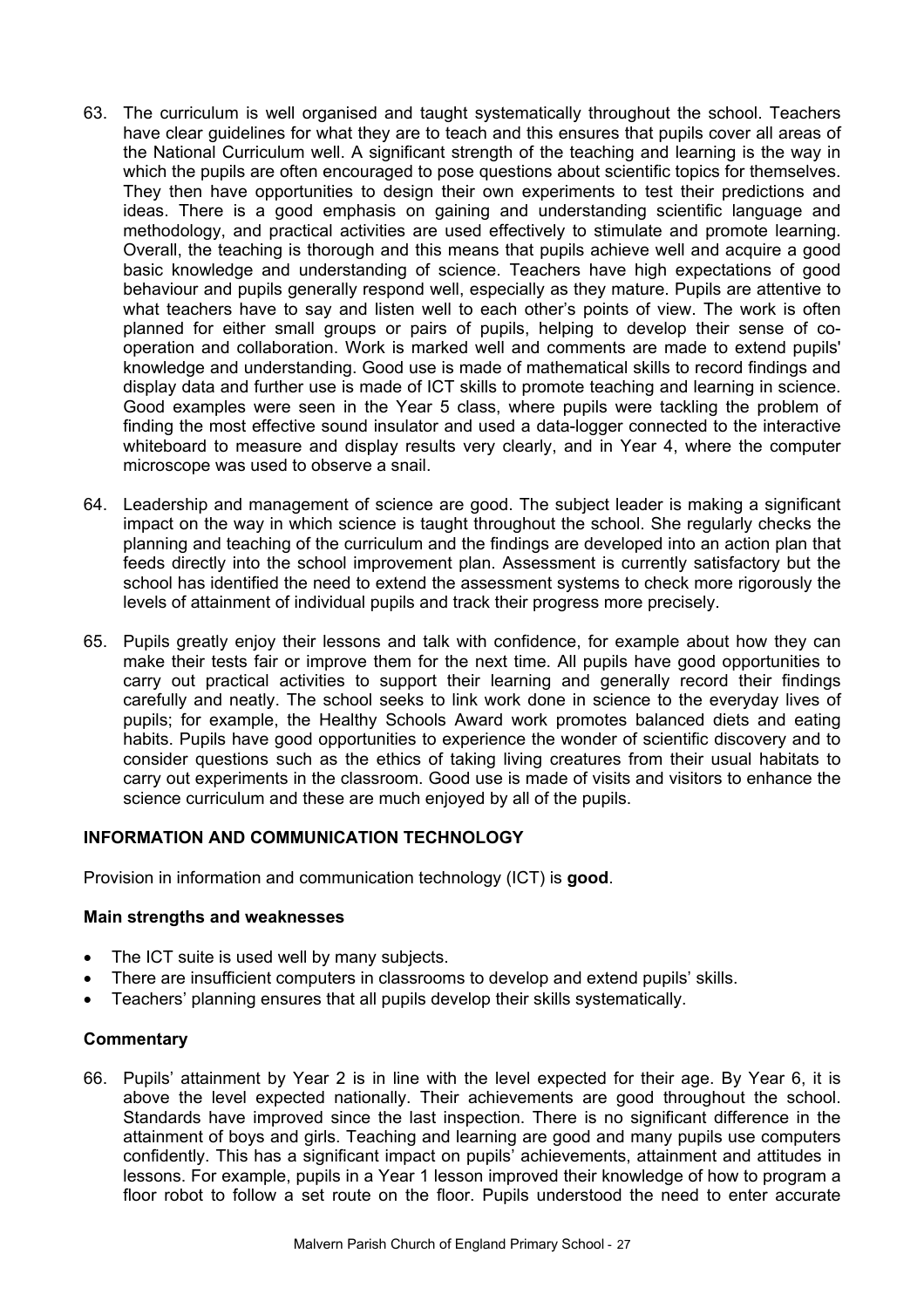63. The curriculum is well organised and taught systematically throughout the school. Teachers have clear guidelines for what they are to teach and this ensures that pupils cover all areas of the National Curriculum well. A significant strength of the teaching and learning is the way in which the pupils are often encouraged to pose questions about scientific topics for themselves. They then have opportunities to design their own experiments to test their predictions and ideas. There is a good emphasis on gaining and understanding scientific language and methodology, and practical activities are used effectively to stimulate and promote learning. Overall, the teaching is thorough and this means that pupils achieve well and acquire a good basic knowledge and understanding of science. Teachers have high expectations of good behaviour and pupils generally respond well, especially as they mature. Pupils are attentive to what teachers have to say and listen well to each other's points of view. The work is often planned for either small groups or pairs of pupils, helping to develop their sense of co-operation and collaboration. Work is marked well and comments are made to extend pupils' knowledge and understanding. Good use is made of mathematical skills to record findings and display data and further use is made of ICT skills to promote teaching and learning in science. Good examples were seen in the Year 5 class, where pupils were tackling the problem of finding the most effective sound insulator and used a data-logger connected to the interactive whiteboard to measure and display results very clearly, and in Year 4, where the computer microscope was used to observe a snail.

64. Leadership and management of science are good. The subject leader is making a significant impact on the way in which science is taught throughout the school. She regularly checks the planning and teaching of the curriculum and the findings are developed into an action plan that feeds directly into the school improvement plan. Assessment is currently satisfactory but the school has identified the need to extend the assessment systems to check more rigorously the levels of attainment of individual pupils and track their progress more precisely.

65. Pupils greatly enjoy their lessons and talk with confidence, for example about how they can make their tests fair or improve them for the next time. All pupils have good opportunities to carry out practical activities to support their learning and generally record their findings carefully and neatly. The school seeks to link work done in science to the everyday lives of pupils; for example, the Healthy Schools Award work promotes balanced diets and eating habits. Pupils have good opportunities to experience the wonder of scientific discovery and to consider questions such as the ethics of taking living creatures from their usual habitats to carry out experiments in the classroom. Good use is made of visits and visitors to enhance the science curriculum and these are much enjoyed by all of the pupils.

## INFORMATION AND COMMUNICATION TECHNOLOGY

Provision in information and communication technology (ICT) is **good**.

### Main strengths and weaknesses

- The ICT suite is used well by many subjects.
- There are insufficient computers in classrooms to develop and extend pupils' skills.
- Teachers' planning ensures that all pupils develop their skills systematically.

### Commentary

66. Pupils' attainment by Year 2 is in line with the level expected for their age. By Year 6, it is above the level expected nationally. Their achievements are good throughout the school. Standards have improved since the last inspection. There is no significant difference in the attainment of boys and girls. Teaching and learning are good and many pupils use computers confidently. This has a significant impact on pupils' achievements, attainment and attitudes in lessons. For example, pupils in a Year 1 lesson improved their knowledge of how to program a floor robot to follow a set route on the floor. Pupils understood the need to enter accurate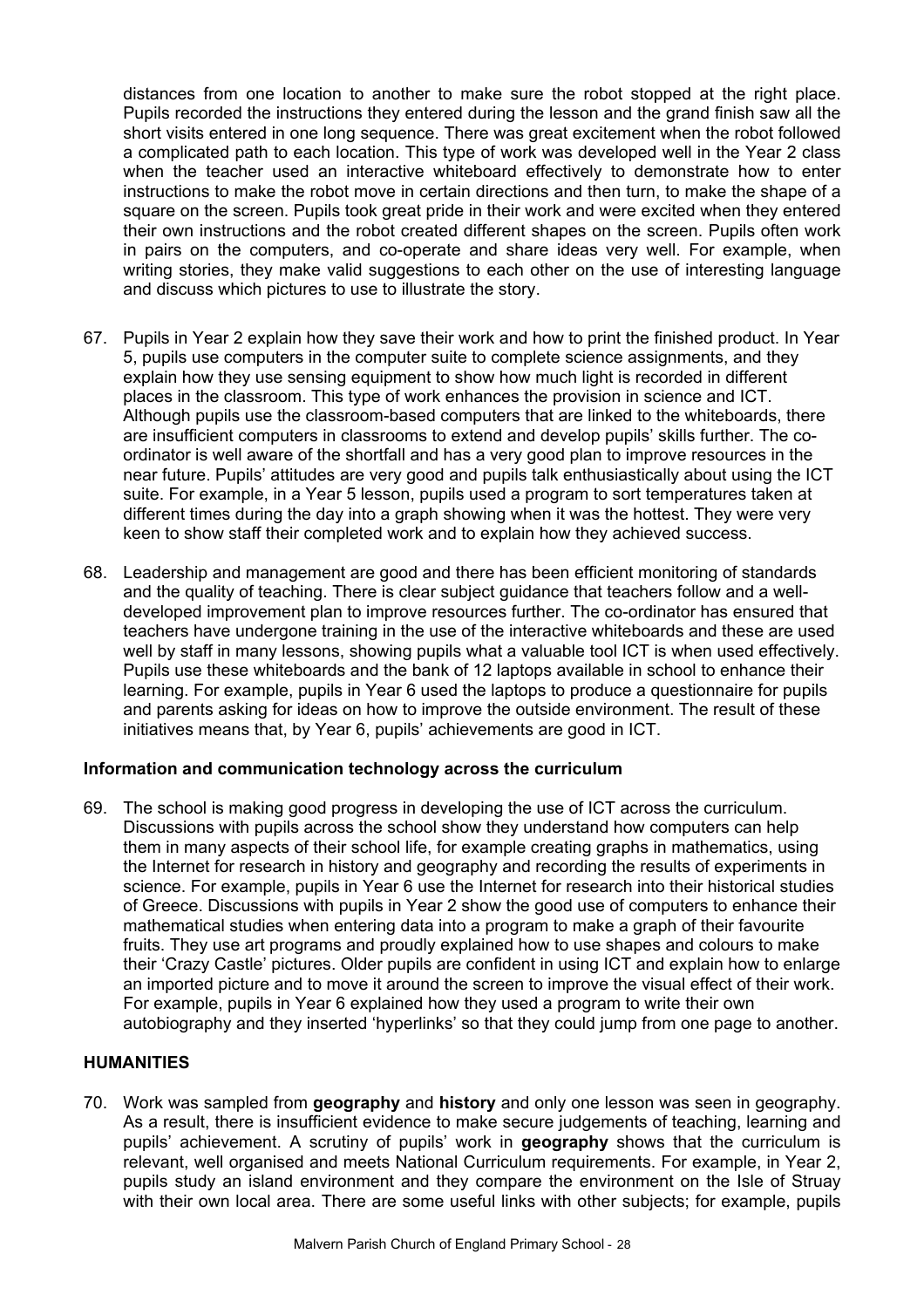distances from one location to another to make sure the robot stopped at the right place. Pupils recorded the instructions they entered during the lesson and the grand finish saw all the short visits entered in one long sequence. There was great excitement when the robot followed a complicated path to each location. This type of work was developed well in the Year 2 class when the teacher used an interactive whiteboard effectively to demonstrate how to enter instructions to make the robot move in certain directions and then turn, to make the shape of a square on the screen. Pupils took great pride in their work and were excited when they entered their own instructions and the robot created different shapes on the screen. Pupils often work in pairs on the computers, and co-operate and share ideas very well. For example, when writing stories, they make valid suggestions to each other on the use of interesting language and discuss which pictures to use to illustrate the story.

67. Pupils in Year 2 explain how they save their work and how to print the finished product. In Year 5, pupils use computers in the computer suite to complete science assignments, and they explain how they use sensing equipment to show how much light is recorded in different places in the classroom. This type of work enhances the provision in science and ICT. Although pupils use the classroom-based computers that are linked to the whiteboards, there are insufficient computers in classrooms to extend and develop pupils' skills further. The co-ordinator is well aware of the shortfall and has a very good plan to improve resources in the near future. Pupils' attitudes are very good and pupils talk enthusiastically about using the ICT suite. For example, in a Year 5 lesson, pupils used a program to sort temperatures taken at different times during the day into a graph showing when it was the hottest. They were very keen to show staff their completed work and to explain how they achieved success.

68. Leadership and management are good and there has been efficient monitoring of standards and the quality of teaching. There is clear subject guidance that teachers follow and a well-developed improvement plan to improve resources further. The co-ordinator has ensured that teachers have undergone training in the use of the interactive whiteboards and these are used well by staff in many lessons, showing pupils what a valuable tool ICT is when used effectively. Pupils use these whiteboards and the bank of 12 laptops available in school to enhance their learning. For example, pupils in Year 6 used the laptops to produce a questionnaire for pupils and parents asking for ideas on how to improve the outside environment. The result of these initiatives means that, by Year 6, pupils' achievements are good in ICT.

### Information and communication technology across the curriculum

69. The school is making good progress in developing the use of ICT across the curriculum. Discussions with pupils across the school show they understand how computers can help them in many aspects of their school life, for example creating graphs in mathematics, using the Internet for research in history and geography and recording the results of experiments in science. For example, pupils in Year 6 use the Internet for research into their historical studies of Greece. Discussions with pupils in Year 2 show the good use of computers to enhance their mathematical studies when entering data into a program to make a graph of their favourite fruits. They use art programs and proudly explained how to use shapes and colours to make their 'Crazy Castle' pictures. Older pupils are confident in using ICT and explain how to enlarge an imported picture and to move it around the screen to improve the visual effect of their work. For example, pupils in Year 6 explained how they used a program to write their own autobiography and they inserted 'hyperlinks' so that they could jump from one page to another.

## HUMANITIES

70. Work was sampled from **geography** and **history** and only one lesson was seen in geography. As a result, there is insufficient evidence to make secure judgements of teaching, learning and pupils' achievement. A scrutiny of pupils' work in **geography** shows that the curriculum is relevant, well organised and meets National Curriculum requirements. For example, in Year 2, pupils study an island environment and they compare the environment on the Isle of Struay with their own local area. There are some useful links with other subjects; for example, pupils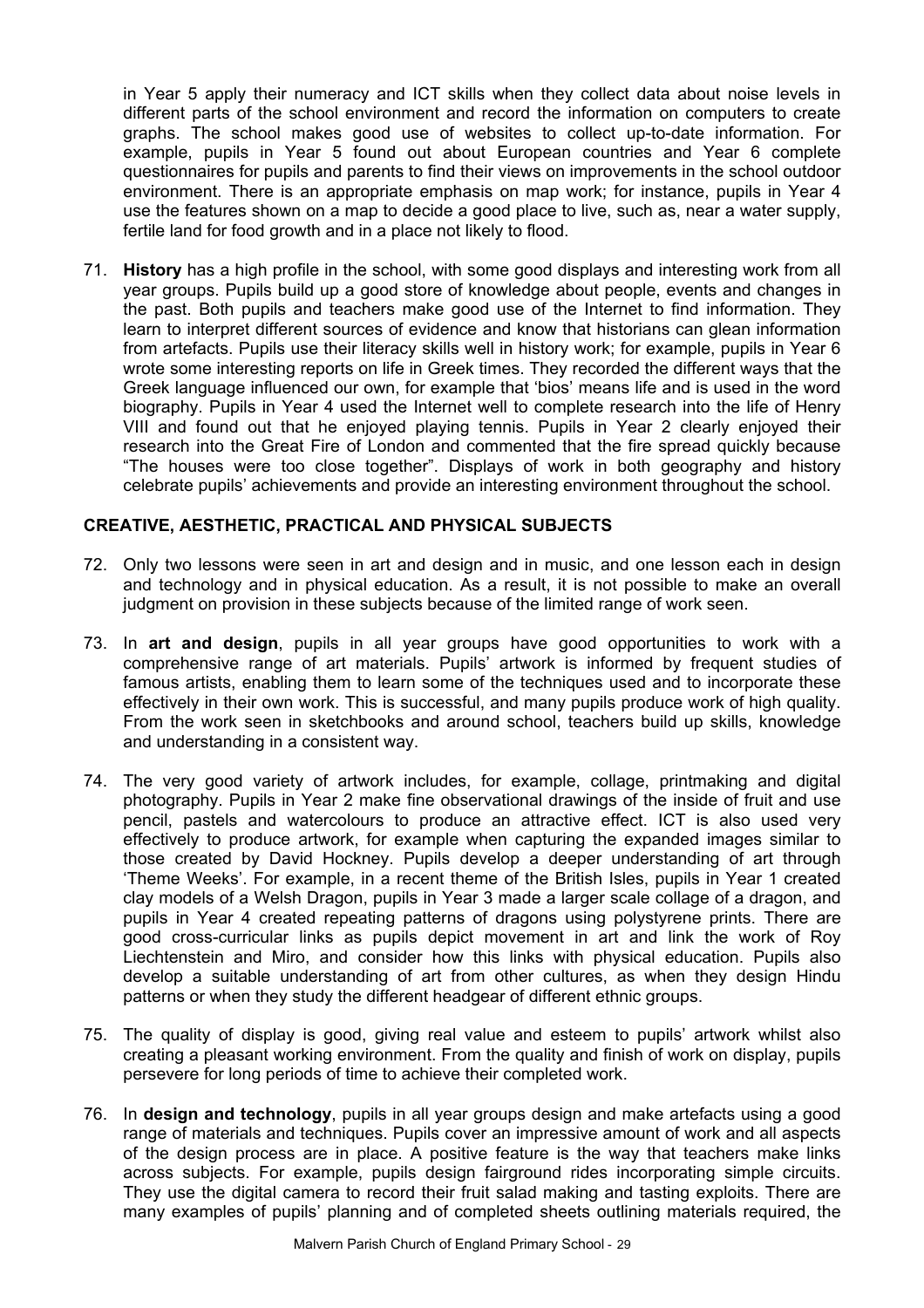in Year 5 apply their numeracy and ICT skills when they collect data about noise levels in different parts of the school environment and record the information on computers to create graphs. The school makes good use of websites to collect up-to-date information. For example, pupils in Year 5 found out about European countries and Year 6 complete questionnaires for pupils and parents to find their views on improvements in the school outdoor environment. There is an appropriate emphasis on map work; for instance, pupils in Year 4 use the features shown on a map to decide a good place to live, such as, near a water supply, fertile land for food growth and in a place not likely to flood.

71. **History** has a high profile in the school, with some good displays and interesting work from all year groups. Pupils build up a good store of knowledge about people, events and changes in the past. Both pupils and teachers make good use of the Internet to find information. They learn to interpret different sources of evidence and know that historians can glean information from artefacts. Pupils use their literacy skills well in history work; for example, pupils in Year 6 wrote some interesting reports on life in Greek times. They recorded the different ways that the Greek language influenced our own, for example that 'bios' means life and is used in the word biography. Pupils in Year 4 used the Internet well to complete research into the life of Henry VIII and found out that he enjoyed playing tennis. Pupils in Year 2 clearly enjoyed their research into the Great Fire of London and commented that the fire spread quickly because "The houses were too close together". Displays of work in both geography and history celebrate pupils' achievements and provide an interesting environment throughout the school.

## CREATIVE, AESTHETIC, PRACTICAL AND PHYSICAL SUBJECTS

72. Only two lessons were seen in art and design and in music, and one lesson each in design and technology and in physical education. As a result, it is not possible to make an overall judgment on provision in these subjects because of the limited range of work seen.

73. In **art and design**, pupils in all year groups have good opportunities to work with a comprehensive range of art materials. Pupils' artwork is informed by frequent studies of famous artists, enabling them to learn some of the techniques used and to incorporate these effectively in their own work. This is successful, and many pupils produce work of high quality. From the work seen in sketchbooks and around school, teachers build up skills, knowledge and understanding in a consistent way.

74. The very good variety of artwork includes, for example, collage, printmaking and digital photography. Pupils in Year 2 make fine observational drawings of the inside of fruit and use pencil, pastels and watercolours to produce an attractive effect. ICT is also used very effectively to produce artwork, for example when capturing the expanded images similar to those created by David Hockney. Pupils develop a deeper understanding of art through 'Theme Weeks'. For example, in a recent theme of the British Isles, pupils in Year 1 created clay models of a Welsh Dragon, pupils in Year 3 made a larger scale collage of a dragon, and pupils in Year 4 created repeating patterns of dragons using polystyrene prints. There are good cross-curricular links as pupils depict movement in art and link the work of Roy Liechtenstein and Miro, and consider how this links with physical education. Pupils also develop a suitable understanding of art from other cultures, as when they design Hindu patterns or when they study the different headgear of different ethnic groups.

75. The quality of display is good, giving real value and esteem to pupils' artwork whilst also creating a pleasant working environment. From the quality and finish of work on display, pupils persevere for long periods of time to achieve their completed work.

76. In **design and technology**, pupils in all year groups design and make artefacts using a good range of materials and techniques. Pupils cover an impressive amount of work and all aspects of the design process are in place. A positive feature is the way that teachers make links across subjects. For example, pupils design fairground rides incorporating simple circuits. They use the digital camera to record their fruit salad making and tasting exploits. There are many examples of pupils' planning and of completed sheets outlining materials required, the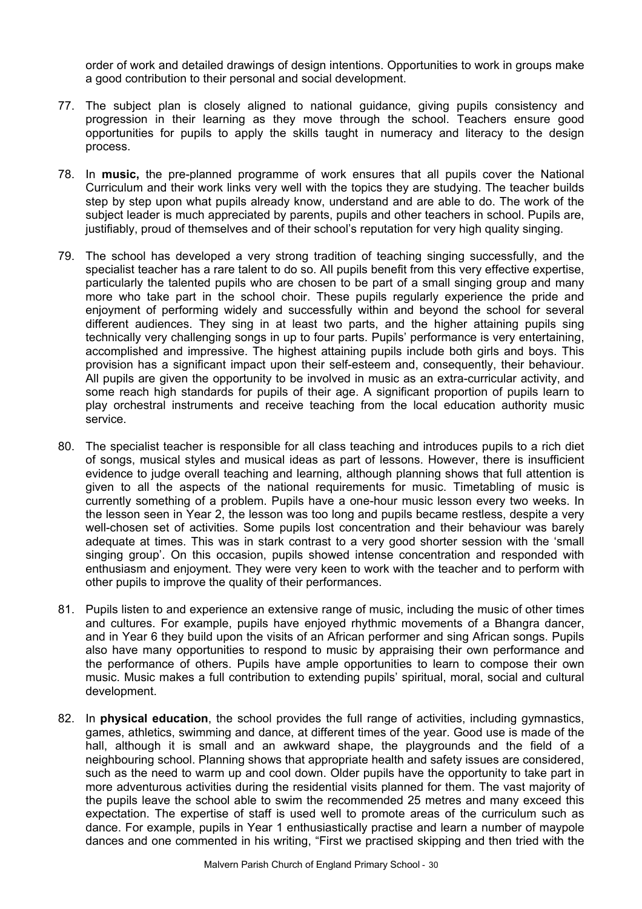order of work and detailed drawings of design intentions. Opportunities to work in groups make a good contribution to their personal and social development.

77. The subject plan is closely aligned to national guidance, giving pupils consistency and progression in their learning as they move through the school. Teachers ensure good opportunities for pupils to apply the skills taught in numeracy and literacy to the design process.

78. In **music,** the pre-planned programme of work ensures that all pupils cover the National Curriculum and their work links very well with the topics they are studying. The teacher builds step by step upon what pupils already know, understand and are able to do. The work of the subject leader is much appreciated by parents, pupils and other teachers in school. Pupils are, justifiably, proud of themselves and of their school's reputation for very high quality singing.

79. The school has developed a very strong tradition of teaching singing successfully, and the specialist teacher has a rare talent to do so. All pupils benefit from this very effective expertise, particularly the talented pupils who are chosen to be part of a small singing group and many more who take part in the school choir. These pupils regularly experience the pride and enjoyment of performing widely and successfully within and beyond the school for several different audiences. They sing in at least two parts, and the higher attaining pupils sing technically very challenging songs in up to four parts. Pupils' performance is very entertaining, accomplished and impressive. The highest attaining pupils include both girls and boys. This provision has a significant impact upon their self-esteem and, consequently, their behaviour. All pupils are given the opportunity to be involved in music as an extra-curricular activity, and some reach high standards for pupils of their age. A significant proportion of pupils learn to play orchestral instruments and receive teaching from the local education authority music service.

80. The specialist teacher is responsible for all class teaching and introduces pupils to a rich diet of songs, musical styles and musical ideas as part of lessons. However, there is insufficient evidence to judge overall teaching and learning, although planning shows that full attention is given to all the aspects of the national requirements for music. Timetabling of music is currently something of a problem. Pupils have a one-hour music lesson every two weeks. In the lesson seen in Year 2, the lesson was too long and pupils became restless, despite a very well-chosen set of activities. Some pupils lost concentration and their behaviour was barely adequate at times. This was in stark contrast to a very good shorter session with the 'small singing group'. On this occasion, pupils showed intense concentration and responded with enthusiasm and enjoyment. They were very keen to work with the teacher and to perform with other pupils to improve the quality of their performances.

81. Pupils listen to and experience an extensive range of music, including the music of other times and cultures. For example, pupils have enjoyed rhythmic movements of a Bhangra dancer, and in Year 6 they build upon the visits of an African performer and sing African songs. Pupils also have many opportunities to respond to music by appraising their own performance and the performance of others. Pupils have ample opportunities to learn to compose their own music. Music makes a full contribution to extending pupils' spiritual, moral, social and cultural development.

82. In **physical education**, the school provides the full range of activities, including gymnastics, games, athletics, swimming and dance, at different times of the year. Good use is made of the hall, although it is small and an awkward shape, the playgrounds and the field of a neighbouring school. Planning shows that appropriate health and safety issues are considered, such as the need to warm up and cool down. Older pupils have the opportunity to take part in more adventurous activities during the residential visits planned for them. The vast majority of the pupils leave the school able to swim the recommended 25 metres and many exceed this expectation. The expertise of staff is used well to promote areas of the curriculum such as dance. For example, pupils in Year 1 enthusiastically practise and learn a number of maypole dances and one commented in his writing, "First we practised skipping and then tried with the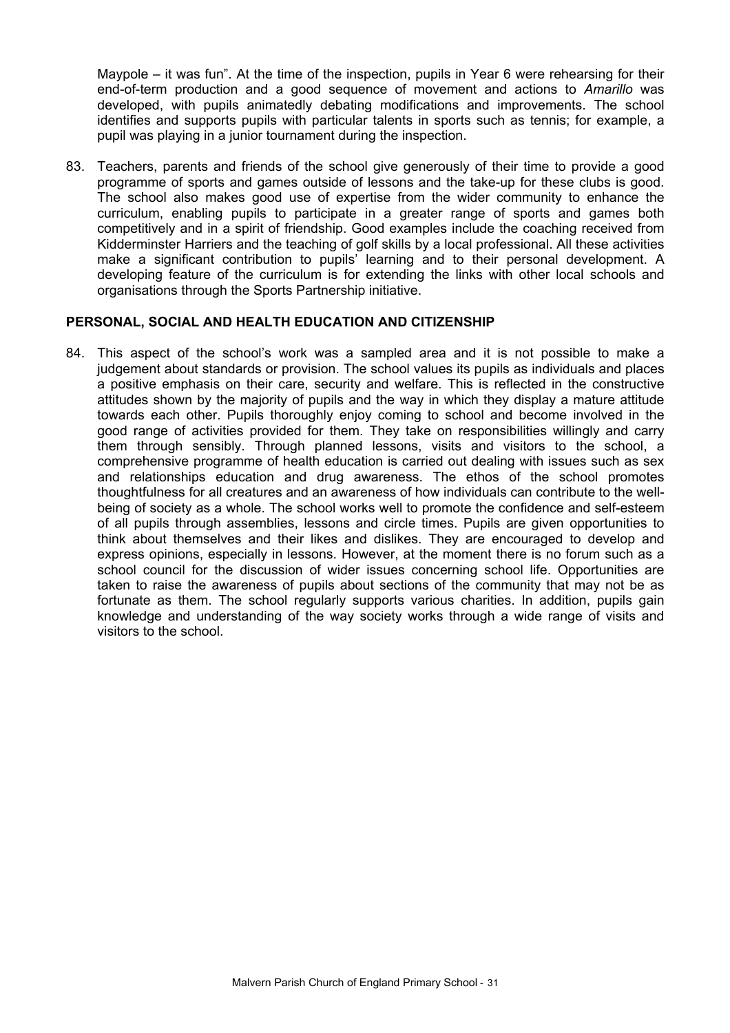Maypole – it was fun". At the time of the inspection, pupils in Year 6 were rehearsing for their end-of-term production and a good sequence of movement and actions to *Amarillo* was developed, with pupils animatedly debating modifications and improvements. The school identifies and supports pupils with particular talents in sports such as tennis; for example, a pupil was playing in a junior tournament during the inspection.

83. Teachers, parents and friends of the school give generously of their time to provide a good programme of sports and games outside of lessons and the take-up for these clubs is good. The school also makes good use of expertise from the wider community to enhance the curriculum, enabling pupils to participate in a greater range of sports and games both competitively and in a spirit of friendship. Good examples include the coaching received from Kidderminster Harriers and the teaching of golf skills by a local professional. All these activities make a significant contribution to pupils' learning and to their personal development. A developing feature of the curriculum is for extending the links with other local schools and organisations through the Sports Partnership initiative.

**PERSONAL, SOCIAL AND HEALTH EDUCATION AND CITIZENSHIP**

84. This aspect of the school's work was a sampled area and it is not possible to make a judgement about standards or provision. The school values its pupils as individuals and places a positive emphasis on their care, security and welfare. This is reflected in the constructive attitudes shown by the majority of pupils and the way in which they display a mature attitude towards each other. Pupils thoroughly enjoy coming to school and become involved in the good range of activities provided for them. They take on responsibilities willingly and carry them through sensibly. Through planned lessons, visits and visitors to the school, a comprehensive programme of health education is carried out dealing with issues such as sex and relationships education and drug awareness. The ethos of the school promotes thoughtfulness for all creatures and an awareness of how individuals can contribute to the well-being of society as a whole. The school works well to promote the confidence and self-esteem of all pupils through assemblies, lessons and circle times. Pupils are given opportunities to think about themselves and their likes and dislikes. They are encouraged to develop and express opinions, especially in lessons. However, at the moment there is no forum such as a school council for the discussion of wider issues concerning school life. Opportunities are taken to raise the awareness of pupils about sections of the community that may not be as fortunate as them. The school regularly supports various charities. In addition, pupils gain knowledge and understanding of the way society works through a wide range of visits and visitors to the school.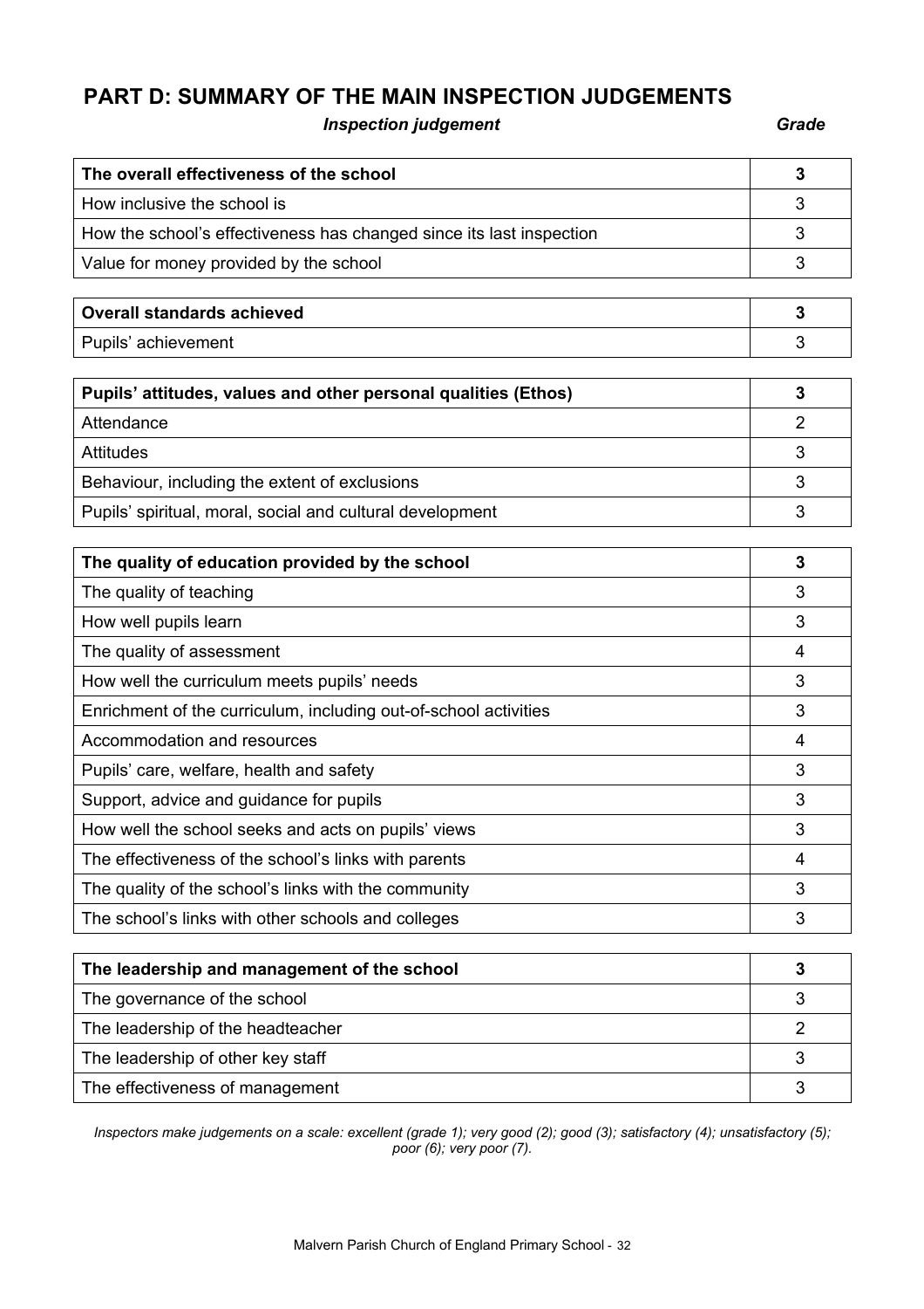# PART D: SUMMARY OF THE MAIN INSPECTION JUDGEMENTS

| *Inspection judgement* | *Grade* |
|---|---|
| **The overall effectiveness of the school** | **3** |
| How inclusive the school is | 3 |
| How the school's effectiveness has changed since its last inspection | 3 |
| Value for money provided by the school | 3 |
| **Overall standards achieved** | **3** |
| Pupils' achievement | 3 |
| **Pupils' attitudes, values and other personal qualities (Ethos)** | **3** |
| Attendance | 2 |
| Attitudes | 3 |
| Behaviour, including the extent of exclusions | 3 |
| Pupils' spiritual, moral, social and cultural development | 3 |
| **The quality of education provided by the school** | **3** |
| The quality of teaching | 3 |
| How well pupils learn | 3 |
| The quality of assessment | 4 |
| How well the curriculum meets pupils' needs | 3 |
| Enrichment of the curriculum, including out-of-school activities | 3 |
| Accommodation and resources | 4 |
| Pupils' care, welfare, health and safety | 3 |
| Support, advice and guidance for pupils | 3 |
| How well the school seeks and acts on pupils' views | 3 |
| The effectiveness of the school's links with parents | 4 |
| The quality of the school's links with the community | 3 |
| The school's links with other schools and colleges | 3 |
| **The leadership and management of the school** | **3** |
| The governance of the school | 3 |
| The leadership of the headteacher | 2 |
| The leadership of other key staff | 3 |
| The effectiveness of management | 3 |

*Inspectors make judgements on a scale: excellent (grade 1); very good (2); good (3); satisfactory (4); unsatisfactory (5); poor (6); very poor (7).*